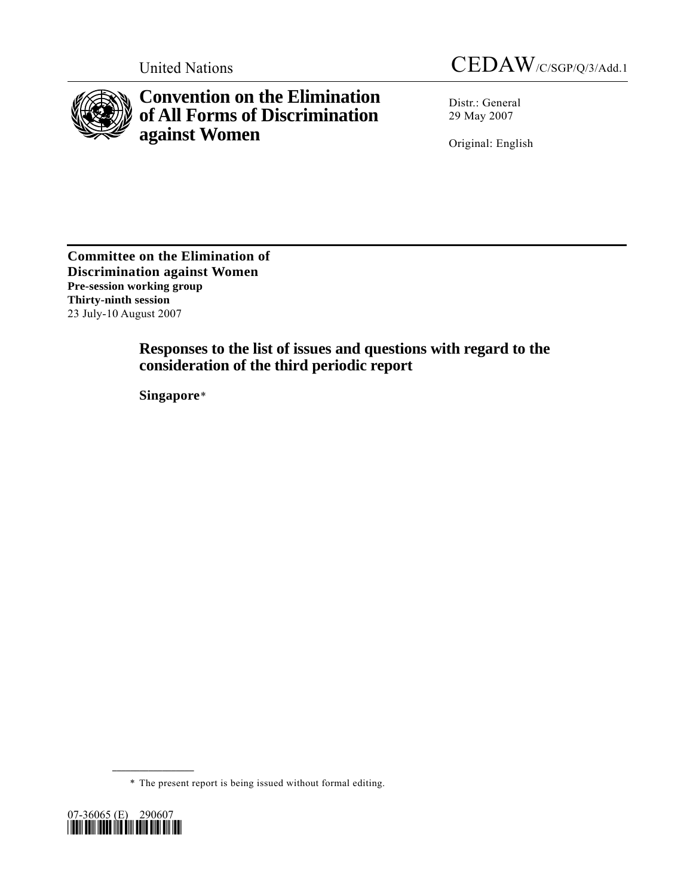United Nations

CEDAW/C/SGP/Q/3/Add.1

# Convention on the Elimination of All Forms of Discrimination against Women

Distr.: General
29 May 2007

Original: English

**Committee on the Elimination of Discrimination against Women**
**Pre-session working group**
**Thirty-ninth session**
23 July-10 August 2007

## Responses to the list of issues and questions with regard to the consideration of the third periodic report

**Singapore***

\* The present report is being issued without formal editing.

07-36065 (E) 290607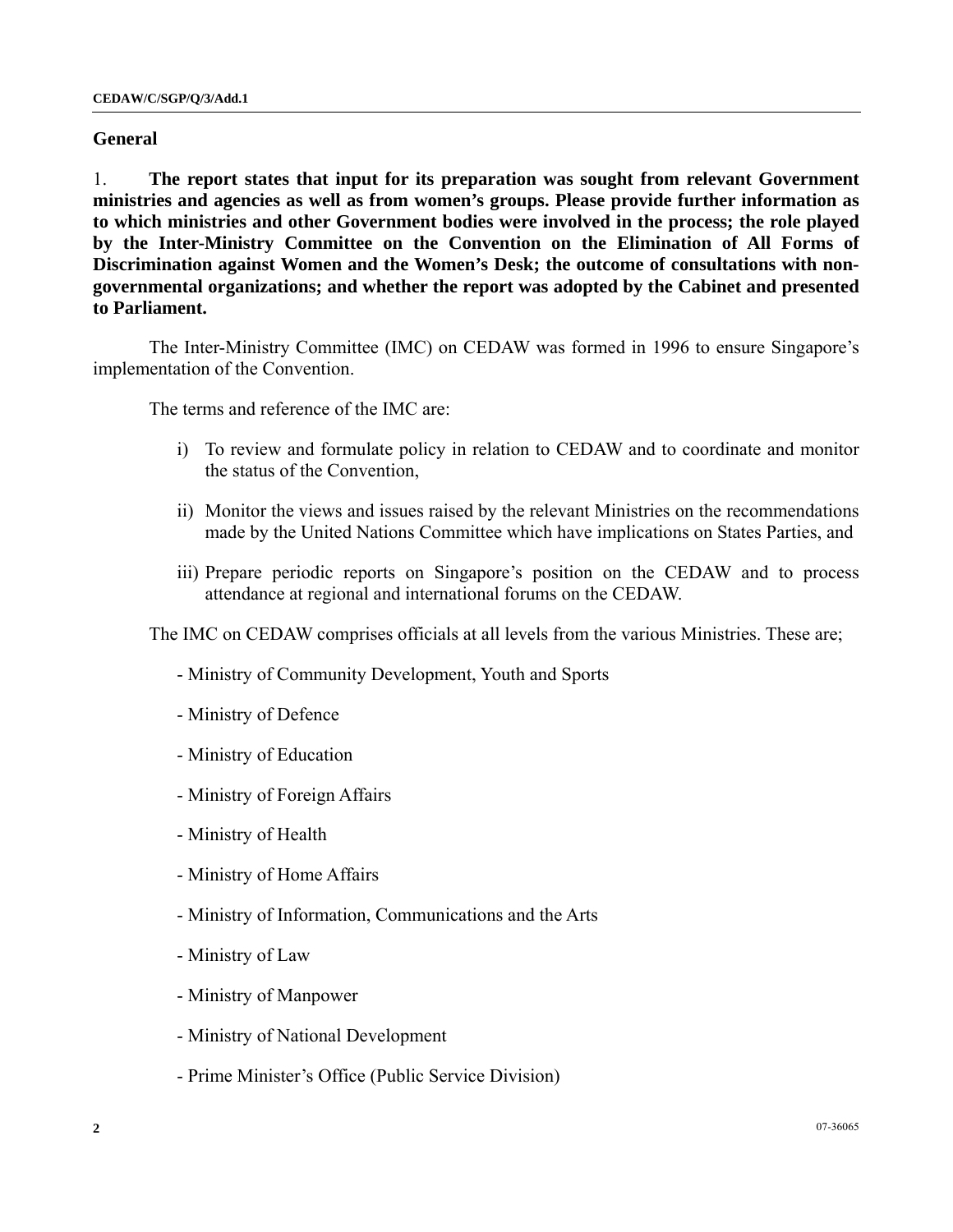## General

1. **The report states that input for its preparation was sought from relevant Government ministries and agencies as well as from women's groups. Please provide further information as to which ministries and other Government bodies were involved in the process; the role played by the Inter-Ministry Committee on the Convention on the Elimination of All Forms of Discrimination against Women and the Women's Desk; the outcome of consultations with non-governmental organizations; and whether the report was adopted by the Cabinet and presented to Parliament.**

The Inter-Ministry Committee (IMC) on CEDAW was formed in 1996 to ensure Singapore's implementation of the Convention.

The terms and reference of the IMC are:

i) To review and formulate policy in relation to CEDAW and to coordinate and monitor the status of the Convention,

ii) Monitor the views and issues raised by the relevant Ministries on the recommendations made by the United Nations Committee which have implications on States Parties, and

iii) Prepare periodic reports on Singapore's position on the CEDAW and to process attendance at regional and international forums on the CEDAW.

The IMC on CEDAW comprises officials at all levels from the various Ministries. These are;

- Ministry of Community Development, Youth and Sports
- Ministry of Defence
- Ministry of Education
- Ministry of Foreign Affairs
- Ministry of Health
- Ministry of Home Affairs
- Ministry of Information, Communications and the Arts
- Ministry of Law
- Ministry of Manpower
- Ministry of National Development
- Prime Minister's Office (Public Service Division)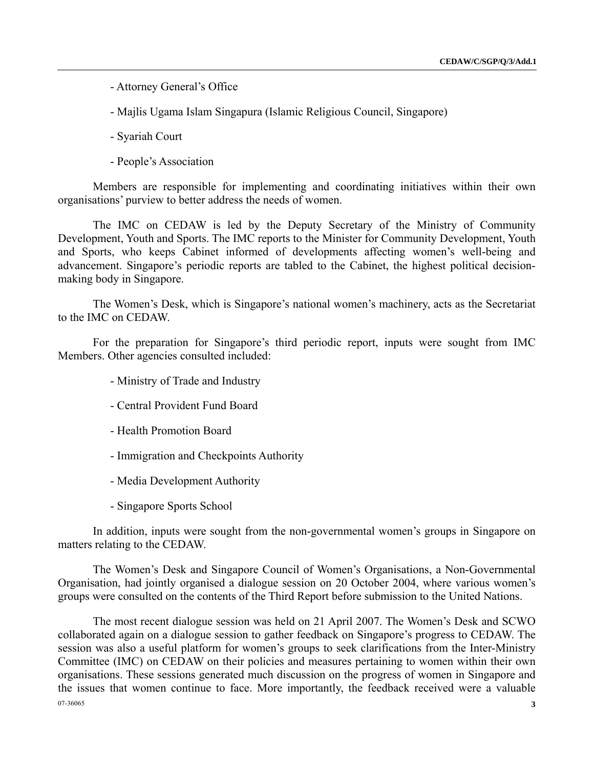- Attorney General's Office

- Majlis Ugama Islam Singapura (Islamic Religious Council, Singapore)

- Syariah Court

- People's Association

Members are responsible for implementing and coordinating initiatives within their own organisations' purview to better address the needs of women.

The IMC on CEDAW is led by the Deputy Secretary of the Ministry of Community Development, Youth and Sports. The IMC reports to the Minister for Community Development, Youth and Sports, who keeps Cabinet informed of developments affecting women's well-being and advancement. Singapore's periodic reports are tabled to the Cabinet, the highest political decision-making body in Singapore.

The Women's Desk, which is Singapore's national women's machinery, acts as the Secretariat to the IMC on CEDAW.

For the preparation for Singapore's third periodic report, inputs were sought from IMC Members. Other agencies consulted included:

- Ministry of Trade and Industry

- Central Provident Fund Board

- Health Promotion Board

- Immigration and Checkpoints Authority

- Media Development Authority

- Singapore Sports School

In addition, inputs were sought from the non-governmental women's groups in Singapore on matters relating to the CEDAW.

The Women's Desk and Singapore Council of Women's Organisations, a Non-Governmental Organisation, had jointly organised a dialogue session on 20 October 2004, where various women's groups were consulted on the contents of the Third Report before submission to the United Nations.

The most recent dialogue session was held on 21 April 2007. The Women's Desk and SCWO collaborated again on a dialogue session to gather feedback on Singapore's progress to CEDAW. The session was also a useful platform for women's groups to seek clarifications from the Inter-Ministry Committee (IMC) on CEDAW on their policies and measures pertaining to women within their own organisations. These sessions generated much discussion on the progress of women in Singapore and the issues that women continue to face. More importantly, the feedback received were a valuable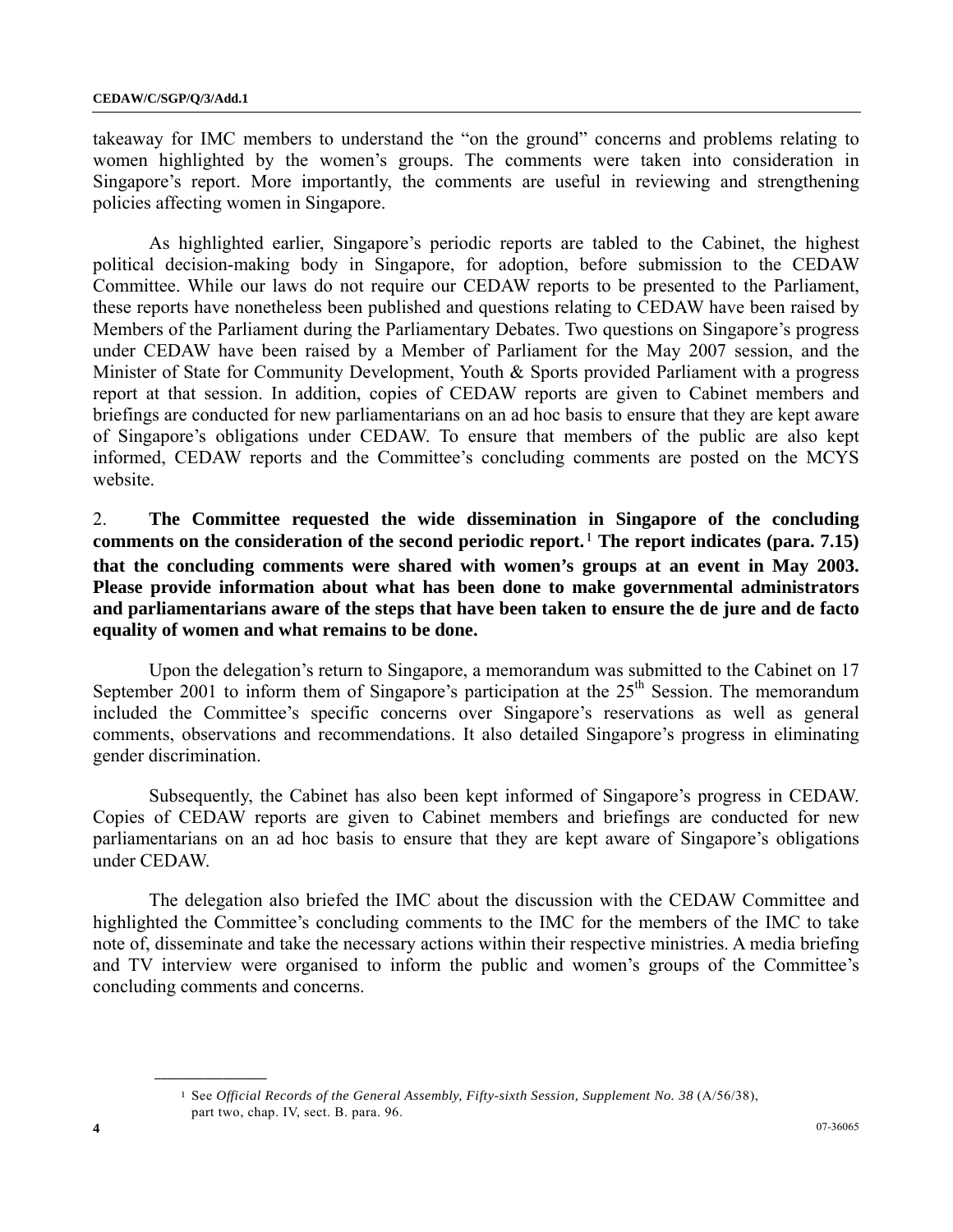takeaway for IMC members to understand the "on the ground" concerns and problems relating to women highlighted by the women's groups. The comments were taken into consideration in Singapore's report. More importantly, the comments are useful in reviewing and strengthening policies affecting women in Singapore.

As highlighted earlier, Singapore's periodic reports are tabled to the Cabinet, the highest political decision-making body in Singapore, for adoption, before submission to the CEDAW Committee. While our laws do not require our CEDAW reports to be presented to the Parliament, these reports have nonetheless been published and questions relating to CEDAW have been raised by Members of the Parliament during the Parliamentary Debates. Two questions on Singapore's progress under CEDAW have been raised by a Member of Parliament for the May 2007 session, and the Minister of State for Community Development, Youth & Sports provided Parliament with a progress report at that session. In addition, copies of CEDAW reports are given to Cabinet members and briefings are conducted for new parliamentarians on an ad hoc basis to ensure that they are kept aware of Singapore's obligations under CEDAW. To ensure that members of the public are also kept informed, CEDAW reports and the Committee's concluding comments are posted on the MCYS website.

2. **The Committee requested the wide dissemination in Singapore of the concluding comments on the consideration of the second periodic report.[1] The report indicates (para. 7.15) that the concluding comments were shared with women's groups at an event in May 2003. Please provide information about what has been done to make governmental administrators and parliamentarians aware of the steps that have been taken to ensure the de jure and de facto equality of women and what remains to be done.**

Upon the delegation's return to Singapore, a memorandum was submitted to the Cabinet on 17 September 2001 to inform them of Singapore's participation at the 25th Session. The memorandum included the Committee's specific concerns over Singapore's reservations as well as general comments, observations and recommendations. It also detailed Singapore's progress in eliminating gender discrimination.

Subsequently, the Cabinet has also been kept informed of Singapore's progress in CEDAW. Copies of CEDAW reports are given to Cabinet members and briefings are conducted for new parliamentarians on an ad hoc basis to ensure that they are kept aware of Singapore's obligations under CEDAW.

The delegation also briefed the IMC about the discussion with the CEDAW Committee and highlighted the Committee's concluding comments to the IMC for the members of the IMC to take note of, disseminate and take the necessary actions within their respective ministries. A media briefing and TV interview were organised to inform the public and women's groups of the Committee's concluding comments and concerns.

---

[1] See *Official Records of the General Assembly, Fifty-sixth Session, Supplement No. 38* (A/56/38), part two, chap. IV, sect. B. para. 96.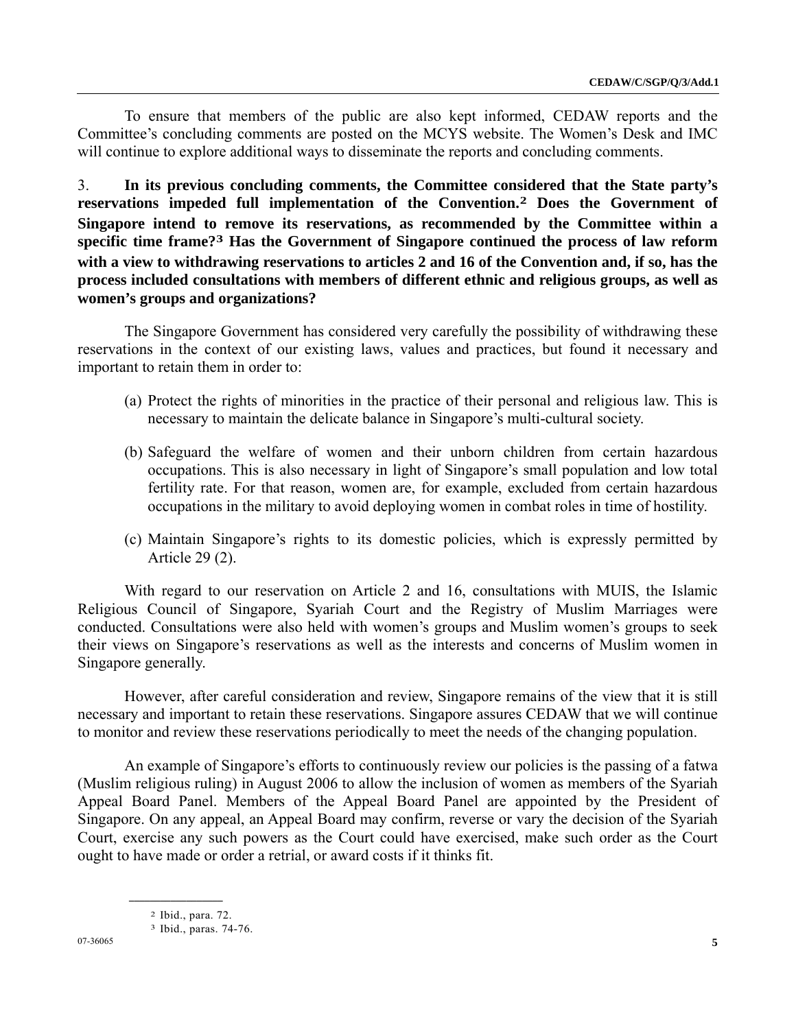To ensure that members of the public are also kept informed, CEDAW reports and the Committee's concluding comments are posted on the MCYS website. The Women's Desk and IMC will continue to explore additional ways to disseminate the reports and concluding comments.

3. **In its previous concluding comments, the Committee considered that the State party's reservations impeded full implementation of the Convention.[2] Does the Government of Singapore intend to remove its reservations, as recommended by the Committee within a specific time frame?[3] Has the Government of Singapore continued the process of law reform with a view to withdrawing reservations to articles 2 and 16 of the Convention and, if so, has the process included consultations with members of different ethnic and religious groups, as well as women's groups and organizations?**

The Singapore Government has considered very carefully the possibility of withdrawing these reservations in the context of our existing laws, values and practices, but found it necessary and important to retain them in order to:

(a) Protect the rights of minorities in the practice of their personal and religious law. This is necessary to maintain the delicate balance in Singapore's multi-cultural society.

(b) Safeguard the welfare of women and their unborn children from certain hazardous occupations. This is also necessary in light of Singapore's small population and low total fertility rate. For that reason, women are, for example, excluded from certain hazardous occupations in the military to avoid deploying women in combat roles in time of hostility.

(c) Maintain Singapore's rights to its domestic policies, which is expressly permitted by Article 29 (2).

With regard to our reservation on Article 2 and 16, consultations with MUIS, the Islamic Religious Council of Singapore, Syariah Court and the Registry of Muslim Marriages were conducted. Consultations were also held with women's groups and Muslim women's groups to seek their views on Singapore's reservations as well as the interests and concerns of Muslim women in Singapore generally.

However, after careful consideration and review, Singapore remains of the view that it is still necessary and important to retain these reservations. Singapore assures CEDAW that we will continue to monitor and review these reservations periodically to meet the needs of the changing population.

An example of Singapore's efforts to continuously review our policies is the passing of a fatwa (Muslim religious ruling) in August 2006 to allow the inclusion of women as members of the Syariah Appeal Board Panel. Members of the Appeal Board Panel are appointed by the President of Singapore. On any appeal, an Appeal Board may confirm, reverse or vary the decision of the Syariah Court, exercise any such powers as the Court could have exercised, make such order as the Court ought to have made or order a retrial, or award costs if it thinks fit.

---

[2] Ibid., para. 72.

[3] Ibid., paras. 74-76.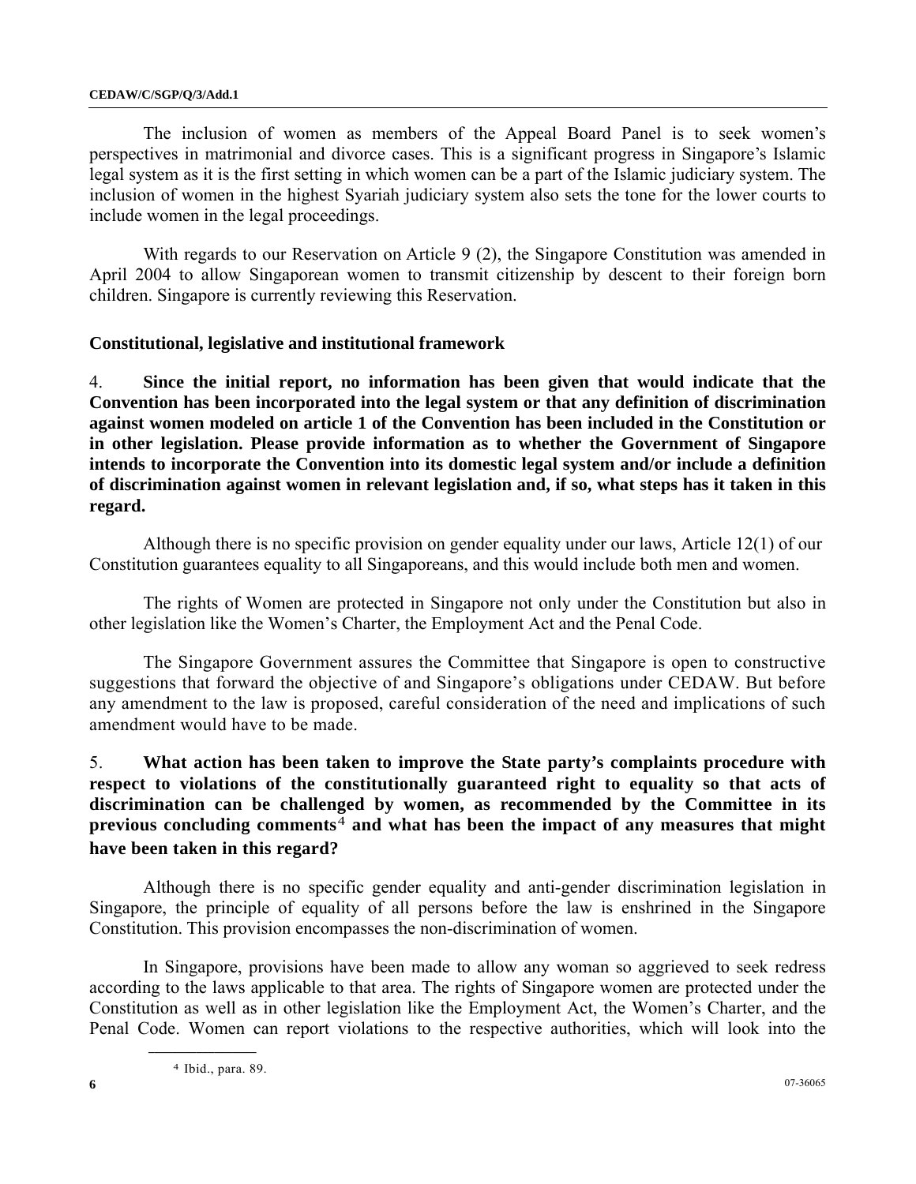The inclusion of women as members of the Appeal Board Panel is to seek women's perspectives in matrimonial and divorce cases. This is a significant progress in Singapore's Islamic legal system as it is the first setting in which women can be a part of the Islamic judiciary system. The inclusion of women in the highest Syariah judiciary system also sets the tone for the lower courts to include women in the legal proceedings.

With regards to our Reservation on Article 9 (2), the Singapore Constitution was amended in April 2004 to allow Singaporean women to transmit citizenship by descent to their foreign born children. Singapore is currently reviewing this Reservation.

## Constitutional, legislative and institutional framework

4. **Since the initial report, no information has been given that would indicate that the Convention has been incorporated into the legal system or that any definition of discrimination against women modeled on article 1 of the Convention has been included in the Constitution or in other legislation. Please provide information as to whether the Government of Singapore intends to incorporate the Convention into its domestic legal system and/or include a definition of discrimination against women in relevant legislation and, if so, what steps has it taken in this regard.**

Although there is no specific provision on gender equality under our laws, Article 12(1) of our Constitution guarantees equality to all Singaporeans, and this would include both men and women.

The rights of Women are protected in Singapore not only under the Constitution but also in other legislation like the Women's Charter, the Employment Act and the Penal Code.

The Singapore Government assures the Committee that Singapore is open to constructive suggestions that forward the objective of and Singapore's obligations under CEDAW. But before any amendment to the law is proposed, careful consideration of the need and implications of such amendment would have to be made.

5. **What action has been taken to improve the State party's complaints procedure with respect to violations of the constitutionally guaranteed right to equality so that acts of discrimination can be challenged by women, as recommended by the Committee in its previous concluding comments[4] and what has been the impact of any measures that might have been taken in this regard?**

Although there is no specific gender equality and anti-gender discrimination legislation in Singapore, the principle of equality of all persons before the law is enshrined in the Singapore Constitution. This provision encompasses the non-discrimination of women.

In Singapore, provisions have been made to allow any woman so aggrieved to seek redress according to the laws applicable to that area. The rights of Singapore women are protected under the Constitution as well as in other legislation like the Employment Act, the Women's Charter, and the Penal Code. Women can report violations to the respective authorities, which will look into the

[4] Ibid., para. 89.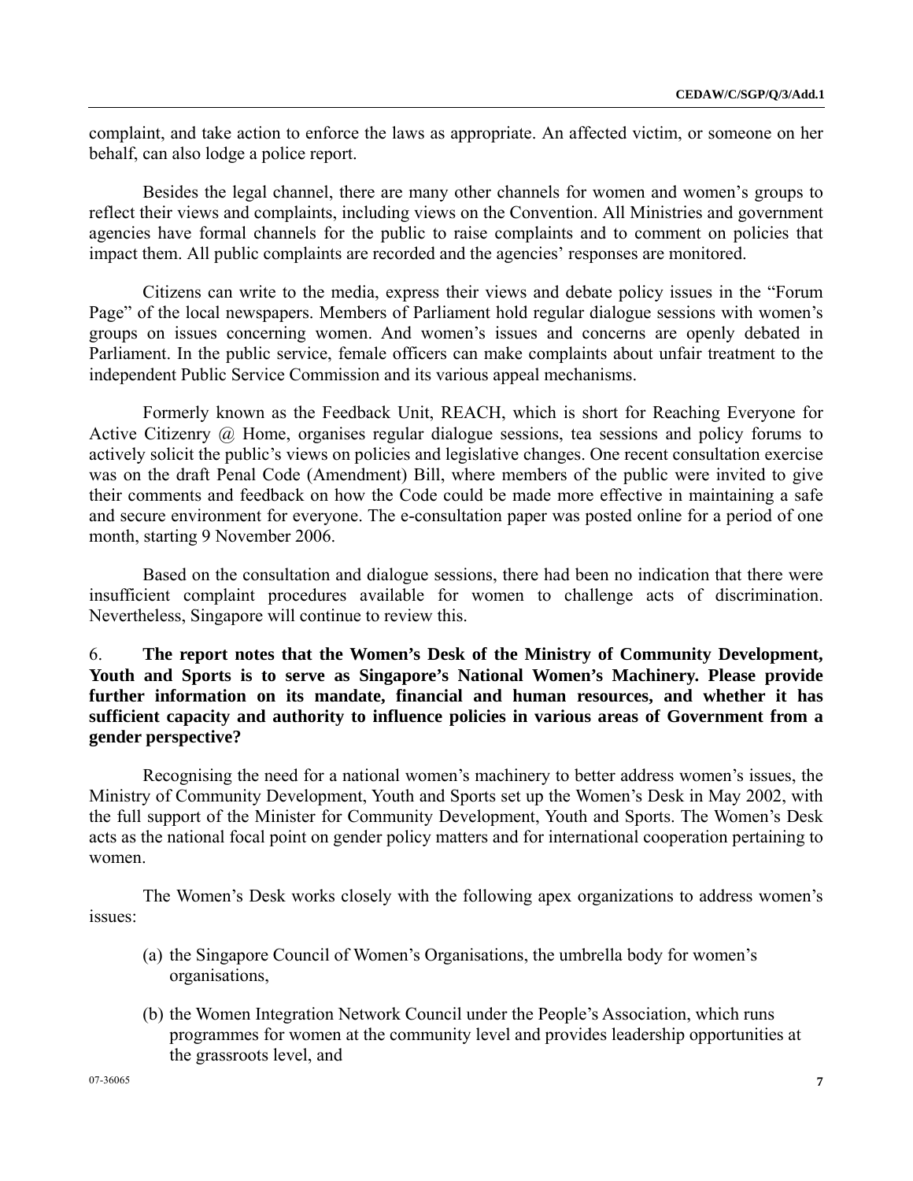complaint, and take action to enforce the laws as appropriate. An affected victim, or someone on her behalf, can also lodge a police report.

Besides the legal channel, there are many other channels for women and women's groups to reflect their views and complaints, including views on the Convention. All Ministries and government agencies have formal channels for the public to raise complaints and to comment on policies that impact them. All public complaints are recorded and the agencies' responses are monitored.

Citizens can write to the media, express their views and debate policy issues in the "Forum Page" of the local newspapers. Members of Parliament hold regular dialogue sessions with women's groups on issues concerning women. And women's issues and concerns are openly debated in Parliament. In the public service, female officers can make complaints about unfair treatment to the independent Public Service Commission and its various appeal mechanisms.

Formerly known as the Feedback Unit, REACH, which is short for Reaching Everyone for Active Citizenry @ Home, organises regular dialogue sessions, tea sessions and policy forums to actively solicit the public's views on policies and legislative changes. One recent consultation exercise was on the draft Penal Code (Amendment) Bill, where members of the public were invited to give their comments and feedback on how the Code could be made more effective in maintaining a safe and secure environment for everyone. The e-consultation paper was posted online for a period of one month, starting 9 November 2006.

Based on the consultation and dialogue sessions, there had been no indication that there were insufficient complaint procedures available for women to challenge acts of discrimination. Nevertheless, Singapore will continue to review this.

6. **The report notes that the Women's Desk of the Ministry of Community Development, Youth and Sports is to serve as Singapore's National Women's Machinery. Please provide further information on its mandate, financial and human resources, and whether it has sufficient capacity and authority to influence policies in various areas of Government from a gender perspective?**

Recognising the need for a national women's machinery to better address women's issues, the Ministry of Community Development, Youth and Sports set up the Women's Desk in May 2002, with the full support of the Minister for Community Development, Youth and Sports. The Women's Desk acts as the national focal point on gender policy matters and for international cooperation pertaining to women.

The Women's Desk works closely with the following apex organizations to address women's issues:

(a) the Singapore Council of Women's Organisations, the umbrella body for women's organisations,

(b) the Women Integration Network Council under the People's Association, which runs programmes for women at the community level and provides leadership opportunities at the grassroots level, and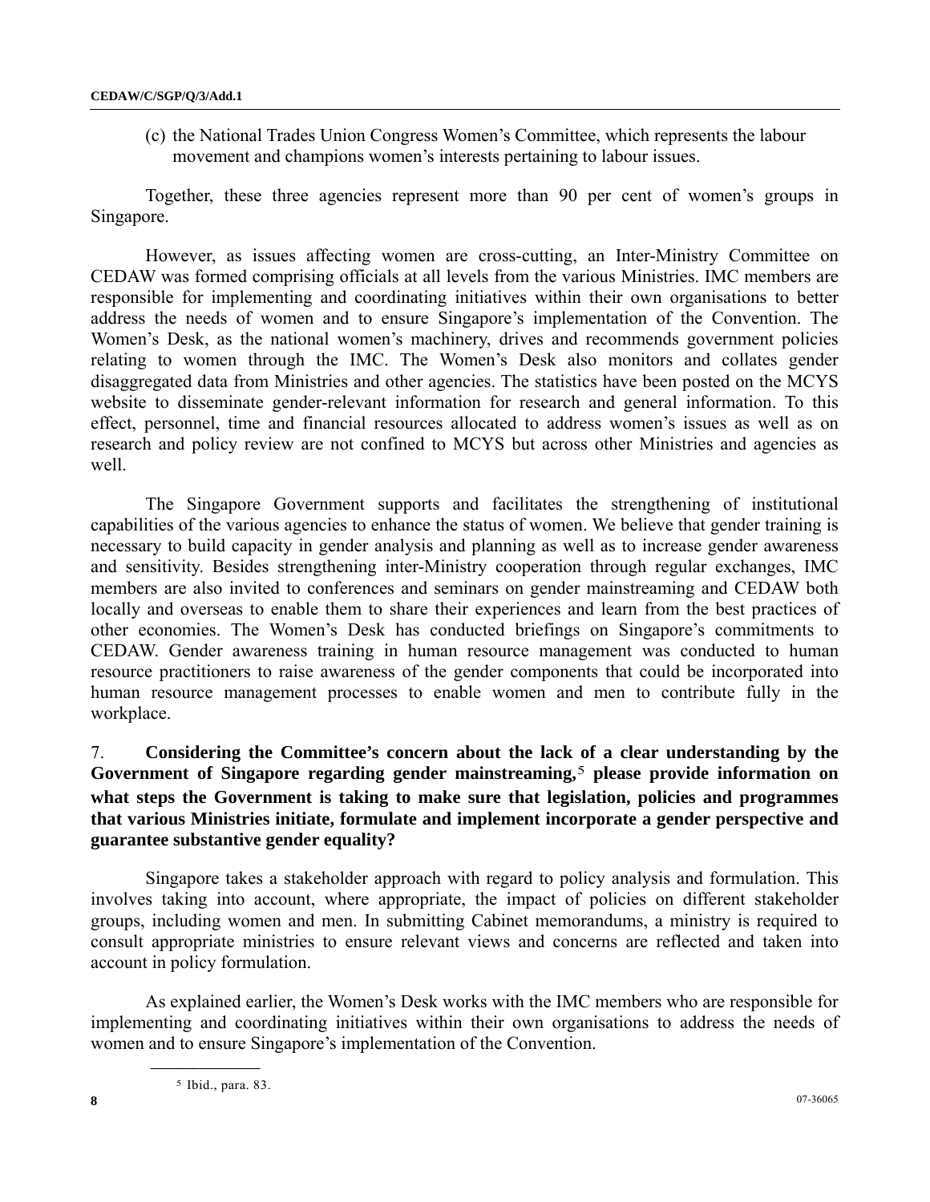(c) the National Trades Union Congress Women's Committee, which represents the labour movement and champions women's interests pertaining to labour issues.

Together, these three agencies represent more than 90 per cent of women's groups in Singapore.

However, as issues affecting women are cross-cutting, an Inter-Ministry Committee on CEDAW was formed comprising officials at all levels from the various Ministries. IMC members are responsible for implementing and coordinating initiatives within their own organisations to better address the needs of women and to ensure Singapore's implementation of the Convention. The Women's Desk, as the national women's machinery, drives and recommends government policies relating to women through the IMC. The Women's Desk also monitors and collates gender disaggregated data from Ministries and other agencies. The statistics have been posted on the MCYS website to disseminate gender-relevant information for research and general information. To this effect, personnel, time and financial resources allocated to address women's issues as well as on research and policy review are not confined to MCYS but across other Ministries and agencies as well.

The Singapore Government supports and facilitates the strengthening of institutional capabilities of the various agencies to enhance the status of women. We believe that gender training is necessary to build capacity in gender analysis and planning as well as to increase gender awareness and sensitivity. Besides strengthening inter-Ministry cooperation through regular exchanges, IMC members are also invited to conferences and seminars on gender mainstreaming and CEDAW both locally and overseas to enable them to share their experiences and learn from the best practices of other economies. The Women's Desk has conducted briefings on Singapore's commitments to CEDAW. Gender awareness training in human resource management was conducted to human resource practitioners to raise awareness of the gender components that could be incorporated into human resource management processes to enable women and men to contribute fully in the workplace.

7. **Considering the Committee's concern about the lack of a clear understanding by the Government of Singapore regarding gender mainstreaming,**[5] **please provide information on what steps the Government is taking to make sure that legislation, policies and programmes that various Ministries initiate, formulate and implement incorporate a gender perspective and guarantee substantive gender equality?**

Singapore takes a stakeholder approach with regard to policy analysis and formulation. This involves taking into account, where appropriate, the impact of policies on different stakeholder groups, including women and men. In submitting Cabinet memorandums, a ministry is required to consult appropriate ministries to ensure relevant views and concerns are reflected and taken into account in policy formulation.

As explained earlier, the Women's Desk works with the IMC members who are responsible for implementing and coordinating initiatives within their own organisations to address the needs of women and to ensure Singapore's implementation of the Convention.

[5] Ibid., para. 83.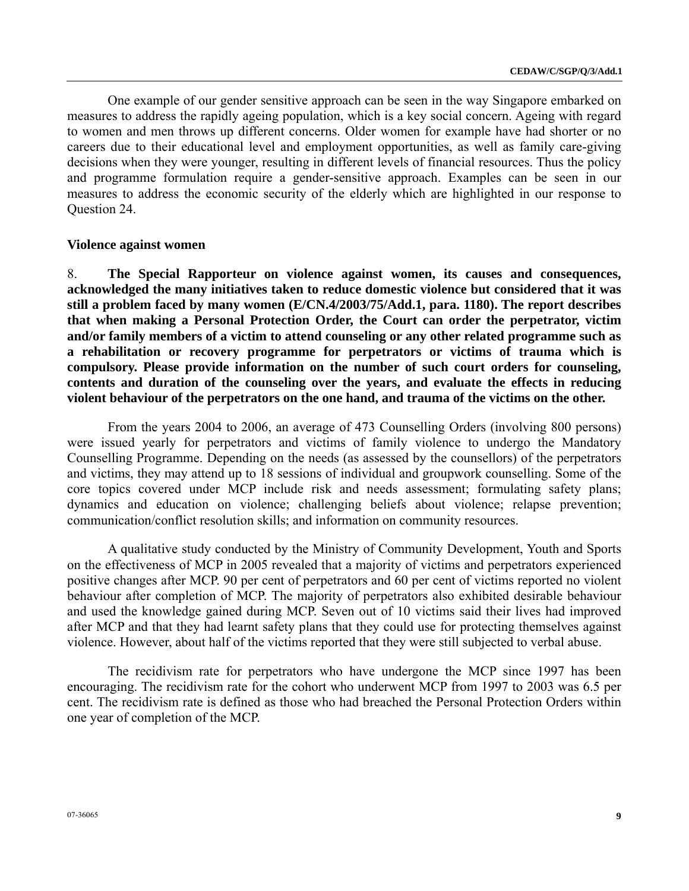One example of our gender sensitive approach can be seen in the way Singapore embarked on measures to address the rapidly ageing population, which is a key social concern. Ageing with regard to women and men throws up different concerns. Older women for example have had shorter or no careers due to their educational level and employment opportunities, as well as family care-giving decisions when they were younger, resulting in different levels of financial resources. Thus the policy and programme formulation require a gender-sensitive approach. Examples can be seen in our measures to address the economic security of the elderly which are highlighted in our response to Question 24.

### Violence against women

8. **The Special Rapporteur on violence against women, its causes and consequences, acknowledged the many initiatives taken to reduce domestic violence but considered that it was still a problem faced by many women (E/CN.4/2003/75/Add.1, para. 1180). The report describes that when making a Personal Protection Order, the Court can order the perpetrator, victim and/or family members of a victim to attend counseling or any other related programme such as a rehabilitation or recovery programme for perpetrators or victims of trauma which is compulsory. Please provide information on the number of such court orders for counseling, contents and duration of the counseling over the years, and evaluate the effects in reducing violent behaviour of the perpetrators on the one hand, and trauma of the victims on the other.**

From the years 2004 to 2006, an average of 473 Counselling Orders (involving 800 persons) were issued yearly for perpetrators and victims of family violence to undergo the Mandatory Counselling Programme. Depending on the needs (as assessed by the counsellors) of the perpetrators and victims, they may attend up to 18 sessions of individual and groupwork counselling. Some of the core topics covered under MCP include risk and needs assessment; formulating safety plans; dynamics and education on violence; challenging beliefs about violence; relapse prevention; communication/conflict resolution skills; and information on community resources.

A qualitative study conducted by the Ministry of Community Development, Youth and Sports on the effectiveness of MCP in 2005 revealed that a majority of victims and perpetrators experienced positive changes after MCP. 90 per cent of perpetrators and 60 per cent of victims reported no violent behaviour after completion of MCP. The majority of perpetrators also exhibited desirable behaviour and used the knowledge gained during MCP. Seven out of 10 victims said their lives had improved after MCP and that they had learnt safety plans that they could use for protecting themselves against violence. However, about half of the victims reported that they were still subjected to verbal abuse.

The recidivism rate for perpetrators who have undergone the MCP since 1997 has been encouraging. The recidivism rate for the cohort who underwent MCP from 1997 to 2003 was 6.5 per cent. The recidivism rate is defined as those who had breached the Personal Protection Orders within one year of completion of the MCP.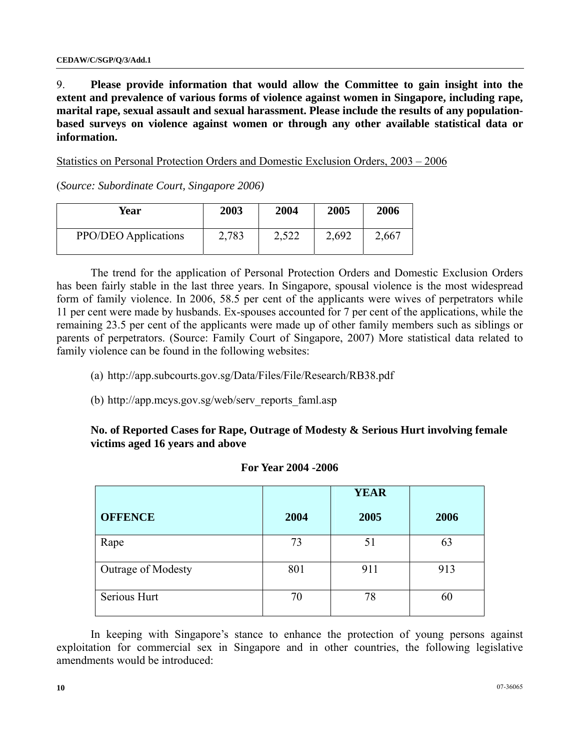9. **Please provide information that would allow the Committee to gain insight into the extent and prevalence of various forms of violence against women in Singapore, including rape, marital rape, sexual assault and sexual harassment. Please include the results of any population-based surveys on violence against women or through any other available statistical data or information.**

Statistics on Personal Protection Orders and Domestic Exclusion Orders, 2003 – 2006

(*Source: Subordinate Court, Singapore 2006)*

| Year | 2003 | 2004 | 2005 | 2006 |
|---|---|---|---|---|
| PPO/DEO Applications | 2,783 | 2,522 | 2,692 | 2,667 |

The trend for the application of Personal Protection Orders and Domestic Exclusion Orders has been fairly stable in the last three years. In Singapore, spousal violence is the most widespread form of family violence. In 2006, 58.5 per cent of the applicants were wives of perpetrators while 11 per cent were made by husbands. Ex-spouses accounted for 7 per cent of the applications, while the remaining 23.5 per cent of the applicants were made up of other family members such as siblings or parents of perpetrators. (Source: Family Court of Singapore, 2007) More statistical data related to family violence can be found in the following websites:

(a) http://app.subcourts.gov.sg/Data/Files/File/Research/RB38.pdf

(b) http://app.mcys.gov.sg/web/serv_reports_faml.asp

**No. of Reported Cases for Rape, Outrage of Modesty & Serious Hurt involving female victims aged 16 years and above**

**For Year 2004 -2006**

| | | YEAR | |
|---|---|---|---|
| **OFFENCE** | **2004** | **2005** | **2006** |
| Rape | 73 | 51 | 63 |
| Outrage of Modesty | 801 | 911 | 913 |
| Serious Hurt | 70 | 78 | 60 |

In keeping with Singapore's stance to enhance the protection of young persons against exploitation for commercial sex in Singapore and in other countries, the following legislative amendments would be introduced: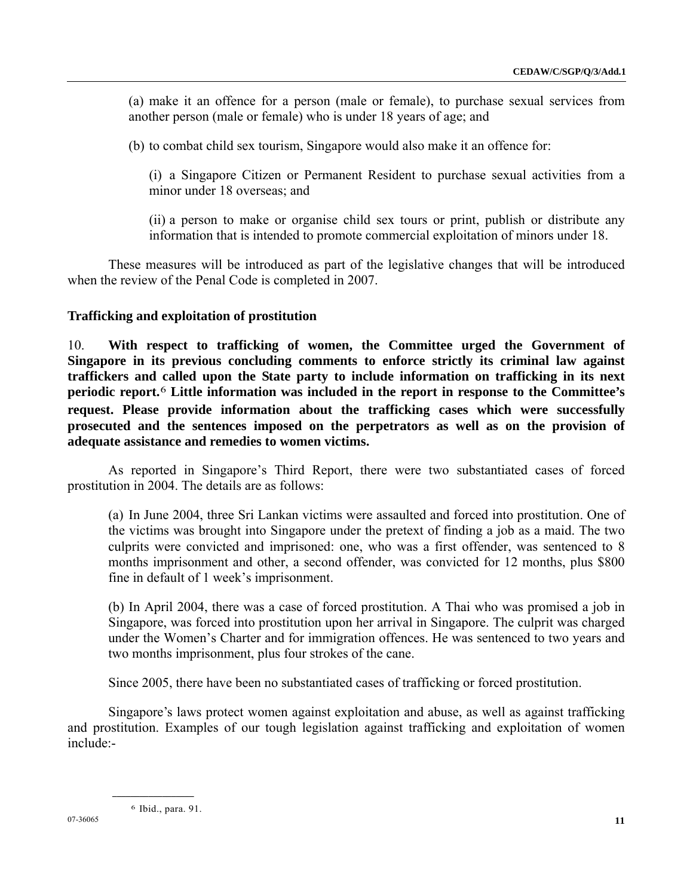(a) make it an offence for a person (male or female), to purchase sexual services from another person (male or female) who is under 18 years of age; and

(b) to combat child sex tourism, Singapore would also make it an offence for:

(i) a Singapore Citizen or Permanent Resident to purchase sexual activities from a minor under 18 overseas; and

(ii) a person to make or organise child sex tours or print, publish or distribute any information that is intended to promote commercial exploitation of minors under 18.

These measures will be introduced as part of the legislative changes that will be introduced when the review of the Penal Code is completed in 2007.

**Trafficking and exploitation of prostitution**

10. **With respect to trafficking of women, the Committee urged the Government of Singapore in its previous concluding comments to enforce strictly its criminal law against traffickers and called upon the State party to include information on trafficking in its next periodic report.**[6] **Little information was included in the report in response to the Committee's request. Please provide information about the trafficking cases which were successfully prosecuted and the sentences imposed on the perpetrators as well as on the provision of adequate assistance and remedies to women victims.**

As reported in Singapore's Third Report, there were two substantiated cases of forced prostitution in 2004. The details are as follows:

(a) In June 2004, three Sri Lankan victims were assaulted and forced into prostitution. One of the victims was brought into Singapore under the pretext of finding a job as a maid. The two culprits were convicted and imprisoned: one, who was a first offender, was sentenced to 8 months imprisonment and other, a second offender, was convicted for 12 months, plus $800 fine in default of 1 week's imprisonment.

(b) In April 2004, there was a case of forced prostitution. A Thai who was promised a job in Singapore, was forced into prostitution upon her arrival in Singapore. The culprit was charged under the Women's Charter and for immigration offences. He was sentenced to two years and two months imprisonment, plus four strokes of the cane.

Since 2005, there have been no substantiated cases of trafficking or forced prostitution.

Singapore's laws protect women against exploitation and abuse, as well as against trafficking and prostitution. Examples of our tough legislation against trafficking and exploitation of women include:-

---

[6] Ibid., para. 91.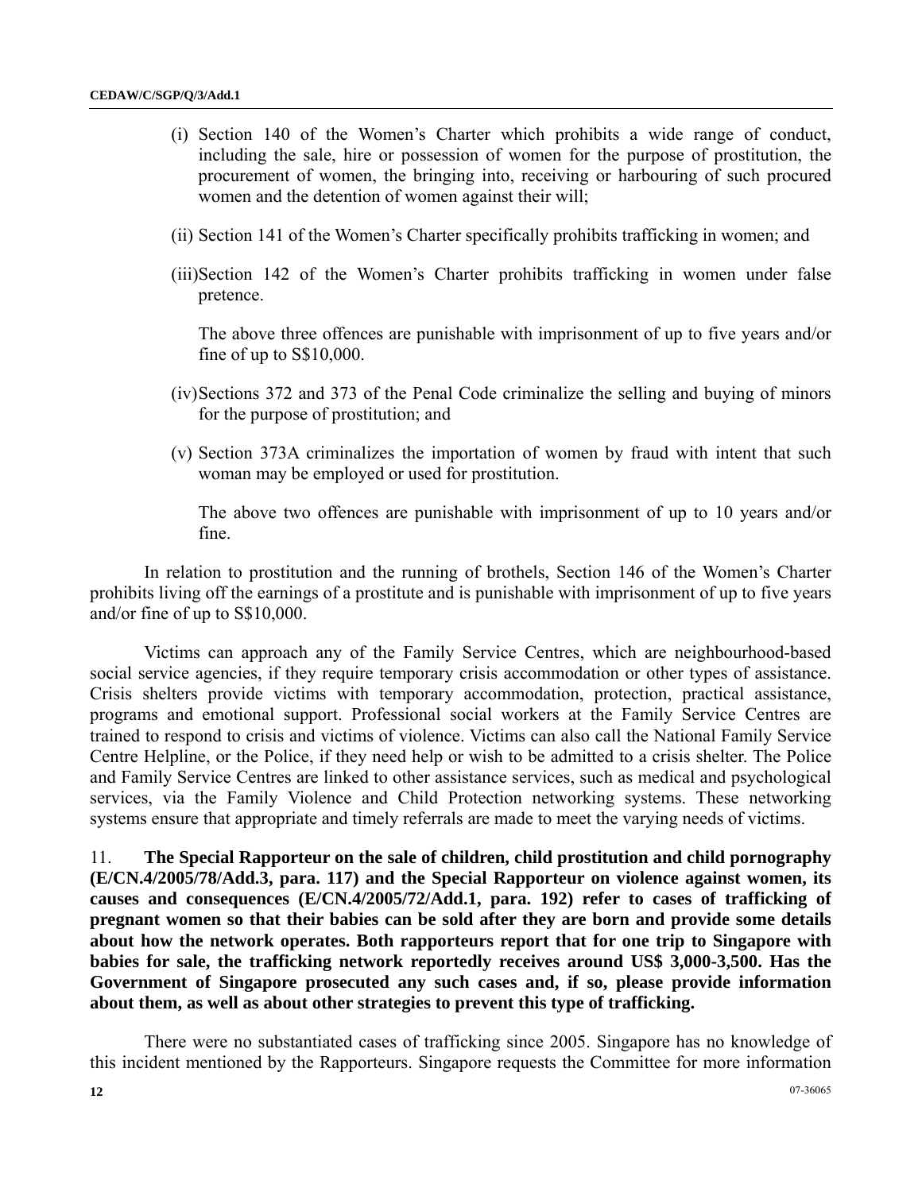(i) Section 140 of the Women's Charter which prohibits a wide range of conduct, including the sale, hire or possession of women for the purpose of prostitution, the procurement of women, the bringing into, receiving or harbouring of such procured women and the detention of women against their will;

(ii) Section 141 of the Women's Charter specifically prohibits trafficking in women; and

(iii) Section 142 of the Women's Charter prohibits trafficking in women under false pretence.

The above three offences are punishable with imprisonment of up to five years and/or fine of up to S$10,000.

(iv) Sections 372 and 373 of the Penal Code criminalize the selling and buying of minors for the purpose of prostitution; and

(v) Section 373A criminalizes the importation of women by fraud with intent that such woman may be employed or used for prostitution.

The above two offences are punishable with imprisonment of up to 10 years and/or fine.

In relation to prostitution and the running of brothels, Section 146 of the Women's Charter prohibits living off the earnings of a prostitute and is punishable with imprisonment of up to five years and/or fine of up to S$10,000.

Victims can approach any of the Family Service Centres, which are neighbourhood-based social service agencies, if they require temporary crisis accommodation or other types of assistance. Crisis shelters provide victims with temporary accommodation, protection, practical assistance, programs and emotional support. Professional social workers at the Family Service Centres are trained to respond to crisis and victims of violence. Victims can also call the National Family Service Centre Helpline, or the Police, if they need help or wish to be admitted to a crisis shelter. The Police and Family Service Centres are linked to other assistance services, such as medical and psychological services, via the Family Violence and Child Protection networking systems. These networking systems ensure that appropriate and timely referrals are made to meet the varying needs of victims.

11. **The Special Rapporteur on the sale of children, child prostitution and child pornography (E/CN.4/2005/78/Add.3, para. 117) and the Special Rapporteur on violence against women, its causes and consequences (E/CN.4/2005/72/Add.1, para. 192) refer to cases of trafficking of pregnant women so that their babies can be sold after they are born and provide some details about how the network operates. Both rapporteurs report that for one trip to Singapore with babies for sale, the trafficking network reportedly receives around US$ 3,000-3,500. Has the Government of Singapore prosecuted any such cases and, if so, please provide information about them, as well as about other strategies to prevent this type of trafficking.**

There were no substantiated cases of trafficking since 2005. Singapore has no knowledge of this incident mentioned by the Rapporteurs. Singapore requests the Committee for more information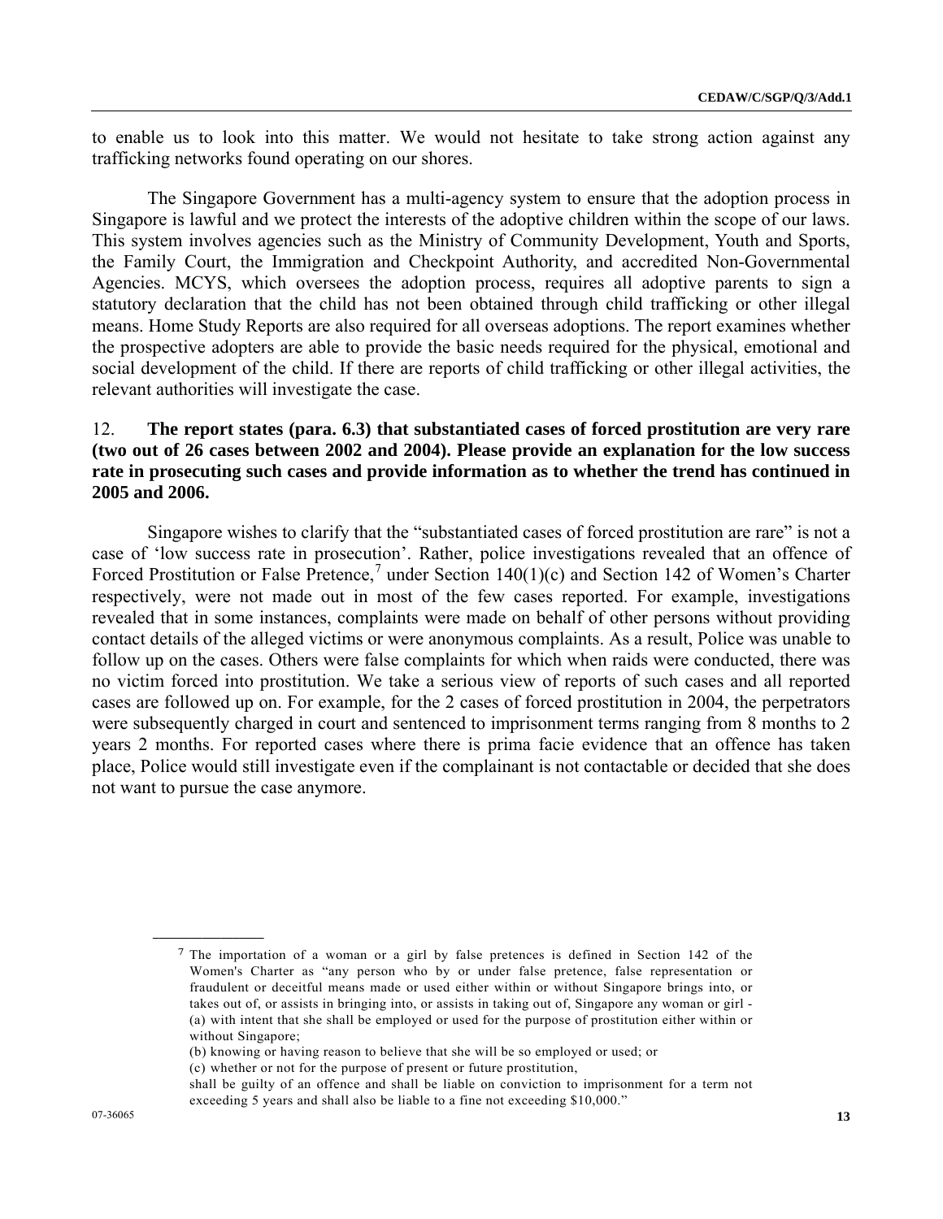to enable us to look into this matter. We would not hesitate to take strong action against any trafficking networks found operating on our shores.

The Singapore Government has a multi-agency system to ensure that the adoption process in Singapore is lawful and we protect the interests of the adoptive children within the scope of our laws. This system involves agencies such as the Ministry of Community Development, Youth and Sports, the Family Court, the Immigration and Checkpoint Authority, and accredited Non-Governmental Agencies. MCYS, which oversees the adoption process, requires all adoptive parents to sign a statutory declaration that the child has not been obtained through child trafficking or other illegal means. Home Study Reports are also required for all overseas adoptions. The report examines whether the prospective adopters are able to provide the basic needs required for the physical, emotional and social development of the child. If there are reports of child trafficking or other illegal activities, the relevant authorities will investigate the case.

12. **The report states (para. 6.3) that substantiated cases of forced prostitution are very rare (two out of 26 cases between 2002 and 2004). Please provide an explanation for the low success rate in prosecuting such cases and provide information as to whether the trend has continued in 2005 and 2006.**

Singapore wishes to clarify that the "substantiated cases of forced prostitution are rare" is not a case of 'low success rate in prosecution'. Rather, police investigations revealed that an offence of Forced Prostitution or False Pretence,[7] under Section 140(1)(c) and Section 142 of Women's Charter respectively, were not made out in most of the few cases reported. For example, investigations revealed that in some instances, complaints were made on behalf of other persons without providing contact details of the alleged victims or were anonymous complaints. As a result, Police was unable to follow up on the cases. Others were false complaints for which when raids were conducted, there was no victim forced into prostitution. We take a serious view of reports of such cases and all reported cases are followed up on. For example, for the 2 cases of forced prostitution in 2004, the perpetrators were subsequently charged in court and sentenced to imprisonment terms ranging from 8 months to 2 years 2 months. For reported cases where there is prima facie evidence that an offence has taken place, Police would still investigate even if the complainant is not contactable or decided that she does not want to pursue the case anymore.

---

[7] The importation of a woman or a girl by false pretences is defined in Section 142 of the Women's Charter as "any person who by or under false pretence, false representation or fraudulent or deceitful means made or used either within or without Singapore brings into, or takes out of, or assists in bringing into, or assists in taking out of, Singapore any woman or girl -
(a) with intent that she shall be employed or used for the purpose of prostitution either within or without Singapore;
(b) knowing or having reason to believe that she will be so employed or used; or
(c) whether or not for the purpose of present or future prostitution,
shall be guilty of an offence and shall be liable on conviction to imprisonment for a term not exceeding 5 years and shall also be liable to a fine not exceeding $10,000."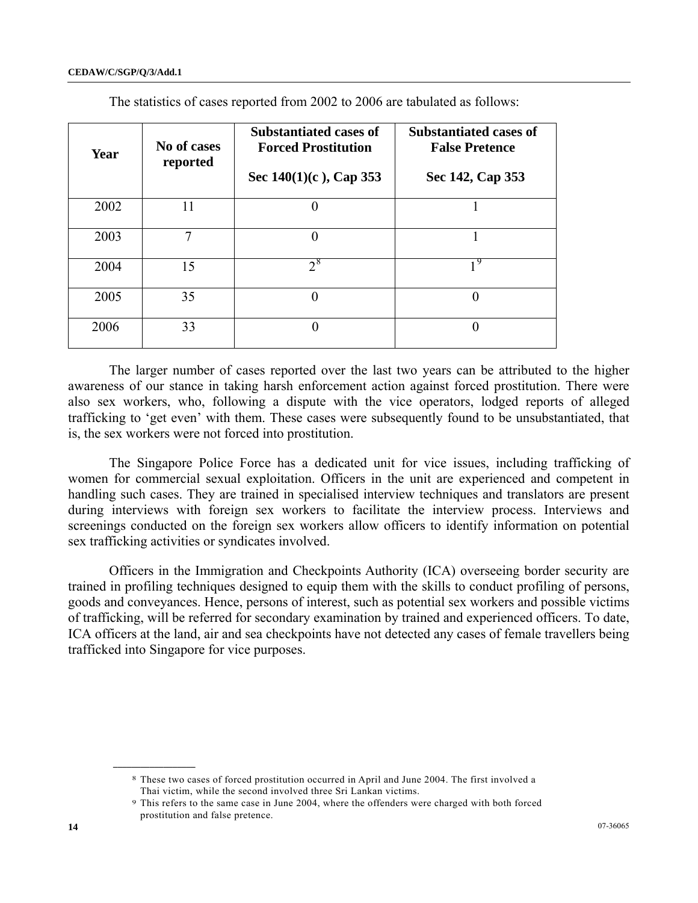The statistics of cases reported from 2002 to 2006 are tabulated as follows:

| Year | No of cases reported | Substantiated cases of Forced Prostitution<br><br>Sec 140(1)(c ), Cap 353 | Substantiated cases of False Pretence<br><br>Sec 142, Cap 353 |
|---|---|---|---|
| 2002 | 11 | 0 | 1 |
| 2003 | 7 | 0 | 1 |
| 2004 | 15 | 2[8] | 1[9] |
| 2005 | 35 | 0 | 0 |
| 2006 | 33 | 0 | 0 |

The larger number of cases reported over the last two years can be attributed to the higher awareness of our stance in taking harsh enforcement action against forced prostitution. There were also sex workers, who, following a dispute with the vice operators, lodged reports of alleged trafficking to 'get even' with them. These cases were subsequently found to be unsubstantiated, that is, the sex workers were not forced into prostitution.

The Singapore Police Force has a dedicated unit for vice issues, including trafficking of women for commercial sexual exploitation. Officers in the unit are experienced and competent in handling such cases. They are trained in specialised interview techniques and translators are present during interviews with foreign sex workers to facilitate the interview process. Interviews and screenings conducted on the foreign sex workers allow officers to identify information on potential sex trafficking activities or syndicates involved.

Officers in the Immigration and Checkpoints Authority (ICA) overseeing border security are trained in profiling techniques designed to equip them with the skills to conduct profiling of persons, goods and conveyances. Hence, persons of interest, such as potential sex workers and possible victims of trafficking, will be referred for secondary examination by trained and experienced officers. To date, ICA officers at the land, air and sea checkpoints have not detected any cases of female travellers being trafficked into Singapore for vice purposes.

---

[8] These two cases of forced prostitution occurred in April and June 2004. The first involved a Thai victim, while the second involved three Sri Lankan victims.

[9] This refers to the same case in June 2004, where the offenders were charged with both forced prostitution and false pretence.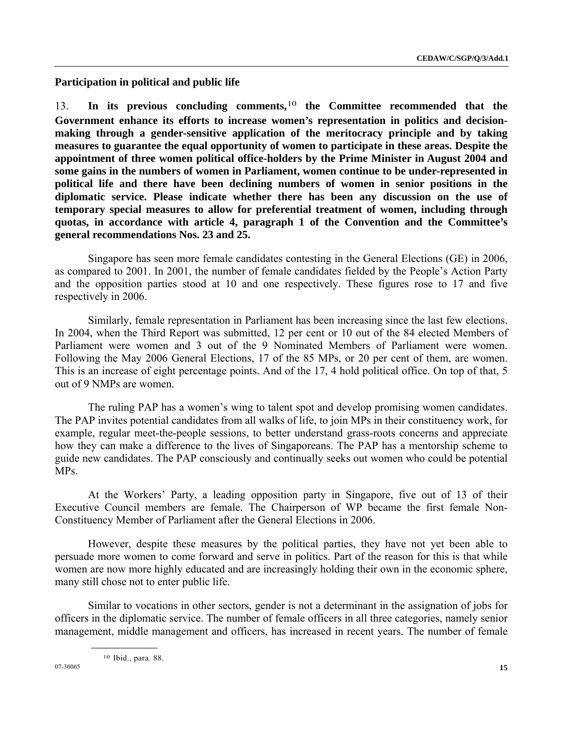**Participation in political and public life**

13. **In its previous concluding comments,[10] the Committee recommended that the Government enhance its efforts to increase women's representation in politics and decision-making through a gender-sensitive application of the meritocracy principle and by taking measures to guarantee the equal opportunity of women to participate in these areas. Despite the appointment of three women political office-holders by the Prime Minister in August 2004 and some gains in the numbers of women in Parliament, women continue to be under-represented in political life and there have been declining numbers of women in senior positions in the diplomatic service. Please indicate whether there has been any discussion on the use of temporary special measures to allow for preferential treatment of women, including through quotas, in accordance with article 4, paragraph 1 of the Convention and the Committee's general recommendations Nos. 23 and 25.**

Singapore has seen more female candidates contesting in the General Elections (GE) in 2006, as compared to 2001. In 2001, the number of female candidates fielded by the People's Action Party and the opposition parties stood at 10 and one respectively. These figures rose to 17 and five respectively in 2006.

Similarly, female representation in Parliament has been increasing since the last few elections. In 2004, when the Third Report was submitted, 12 per cent or 10 out of the 84 elected Members of Parliament were women and 3 out of the 9 Nominated Members of Parliament were women. Following the May 2006 General Elections, 17 of the 85 MPs, or 20 per cent of them, are women. This is an increase of eight percentage points. And of the 17, 4 hold political office. On top of that, 5 out of 9 NMPs are women.

The ruling PAP has a women's wing to talent spot and develop promising women candidates. The PAP invites potential candidates from all walks of life, to join MPs in their constituency work, for example, regular meet-the-people sessions, to better understand grass-roots concerns and appreciate how they can make a difference to the lives of Singaporeans. The PAP has a mentorship scheme to guide new candidates. The PAP consciously and continually seeks out women who could be potential MPs.

At the Workers' Party, a leading opposition party in Singapore, five out of 13 of their Executive Council members are female. The Chairperson of WP became the first female Non-Constituency Member of Parliament after the General Elections in 2006.

However, despite these measures by the political parties, they have not yet been able to persuade more women to come forward and serve in politics. Part of the reason for this is that while women are now more highly educated and are increasingly holding their own in the economic sphere, many still chose not to enter public life.

Similar to vocations in other sectors, gender is not a determinant in the assignation of jobs for officers in the diplomatic service. The number of female officers in all three categories, namely senior management, middle management and officers, has increased in recent years. The number of female

[10] Ibid., para. 88.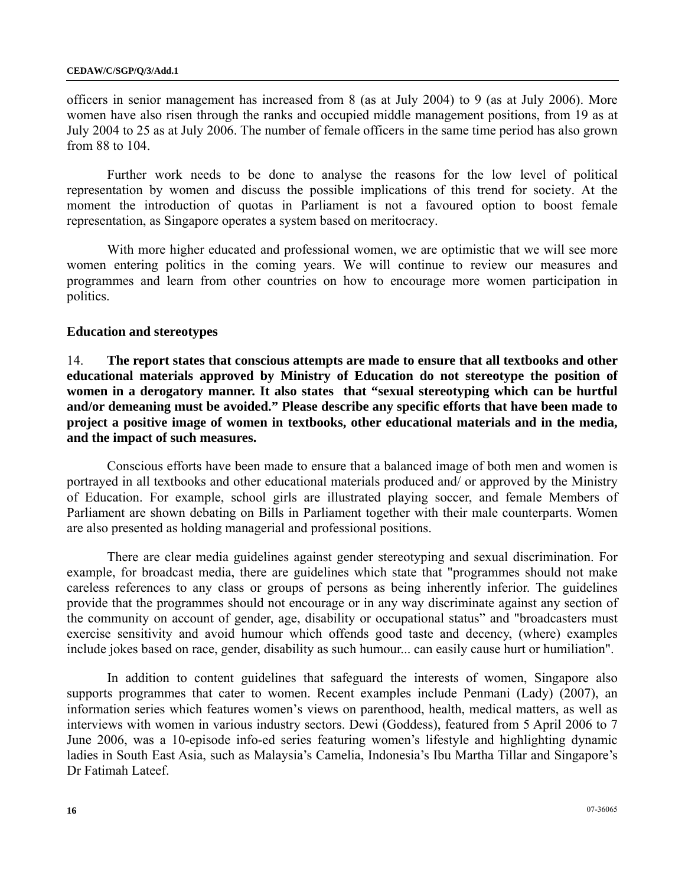officers in senior management has increased from 8 (as at July 2004) to 9 (as at July 2006). More women have also risen through the ranks and occupied middle management positions, from 19 as at July 2004 to 25 as at July 2006. The number of female officers in the same time period has also grown from 88 to 104.

Further work needs to be done to analyse the reasons for the low level of political representation by women and discuss the possible implications of this trend for society. At the moment the introduction of quotas in Parliament is not a favoured option to boost female representation, as Singapore operates a system based on meritocracy.

With more higher educated and professional women, we are optimistic that we will see more women entering politics in the coming years. We will continue to review our measures and programmes and learn from other countries on how to encourage more women participation in politics.

### Education and stereotypes

14. **The report states that conscious attempts are made to ensure that all textbooks and other educational materials approved by Ministry of Education do not stereotype the position of women in a derogatory manner. It also states that "sexual stereotyping which can be hurtful and/or demeaning must be avoided." Please describe any specific efforts that have been made to project a positive image of women in textbooks, other educational materials and in the media, and the impact of such measures.**

Conscious efforts have been made to ensure that a balanced image of both men and women is portrayed in all textbooks and other educational materials produced and/ or approved by the Ministry of Education. For example, school girls are illustrated playing soccer, and female Members of Parliament are shown debating on Bills in Parliament together with their male counterparts. Women are also presented as holding managerial and professional positions.

There are clear media guidelines against gender stereotyping and sexual discrimination. For example, for broadcast media, there are guidelines which state that "programmes should not make careless references to any class or groups of persons as being inherently inferior. The guidelines provide that the programmes should not encourage or in any way discriminate against any section of the community on account of gender, age, disability or occupational status" and "broadcasters must exercise sensitivity and avoid humour which offends good taste and decency, (where) examples include jokes based on race, gender, disability as such humour... can easily cause hurt or humiliation".

In addition to content guidelines that safeguard the interests of women, Singapore also supports programmes that cater to women. Recent examples include Penmani (Lady) (2007), an information series which features women's views on parenthood, health, medical matters, as well as interviews with women in various industry sectors. Dewi (Goddess), featured from 5 April 2006 to 7 June 2006, was a 10-episode info-ed series featuring women's lifestyle and highlighting dynamic ladies in South East Asia, such as Malaysia's Camelia, Indonesia's Ibu Martha Tillar and Singapore's Dr Fatimah Lateef.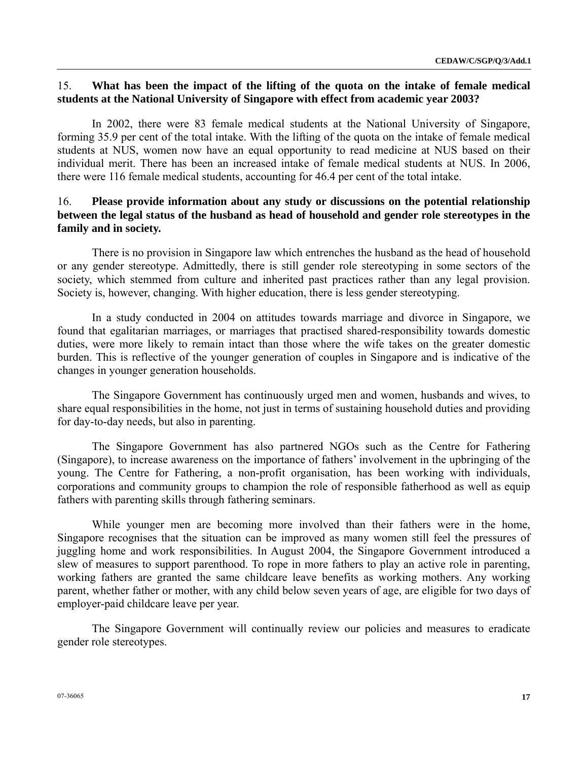15. **What has been the impact of the lifting of the quota on the intake of female medical students at the National University of Singapore with effect from academic year 2003?**

In 2002, there were 83 female medical students at the National University of Singapore, forming 35.9 per cent of the total intake. With the lifting of the quota on the intake of female medical students at NUS, women now have an equal opportunity to read medicine at NUS based on their individual merit. There has been an increased intake of female medical students at NUS. In 2006, there were 116 female medical students, accounting for 46.4 per cent of the total intake.

16. **Please provide information about any study or discussions on the potential relationship between the legal status of the husband as head of household and gender role stereotypes in the family and in society.**

There is no provision in Singapore law which entrenches the husband as the head of household or any gender stereotype. Admittedly, there is still gender role stereotyping in some sectors of the society, which stemmed from culture and inherited past practices rather than any legal provision. Society is, however, changing. With higher education, there is less gender stereotyping.

In a study conducted in 2004 on attitudes towards marriage and divorce in Singapore, we found that egalitarian marriages, or marriages that practised shared-responsibility towards domestic duties, were more likely to remain intact than those where the wife takes on the greater domestic burden. This is reflective of the younger generation of couples in Singapore and is indicative of the changes in younger generation households.

The Singapore Government has continuously urged men and women, husbands and wives, to share equal responsibilities in the home, not just in terms of sustaining household duties and providing for day-to-day needs, but also in parenting.

The Singapore Government has also partnered NGOs such as the Centre for Fathering (Singapore), to increase awareness on the importance of fathers' involvement in the upbringing of the young. The Centre for Fathering, a non-profit organisation, has been working with individuals, corporations and community groups to champion the role of responsible fatherhood as well as equip fathers with parenting skills through fathering seminars.

While younger men are becoming more involved than their fathers were in the home, Singapore recognises that the situation can be improved as many women still feel the pressures of juggling home and work responsibilities. In August 2004, the Singapore Government introduced a slew of measures to support parenthood. To rope in more fathers to play an active role in parenting, working fathers are granted the same childcare leave benefits as working mothers. Any working parent, whether father or mother, with any child below seven years of age, are eligible for two days of employer-paid childcare leave per year.

The Singapore Government will continually review our policies and measures to eradicate gender role stereotypes.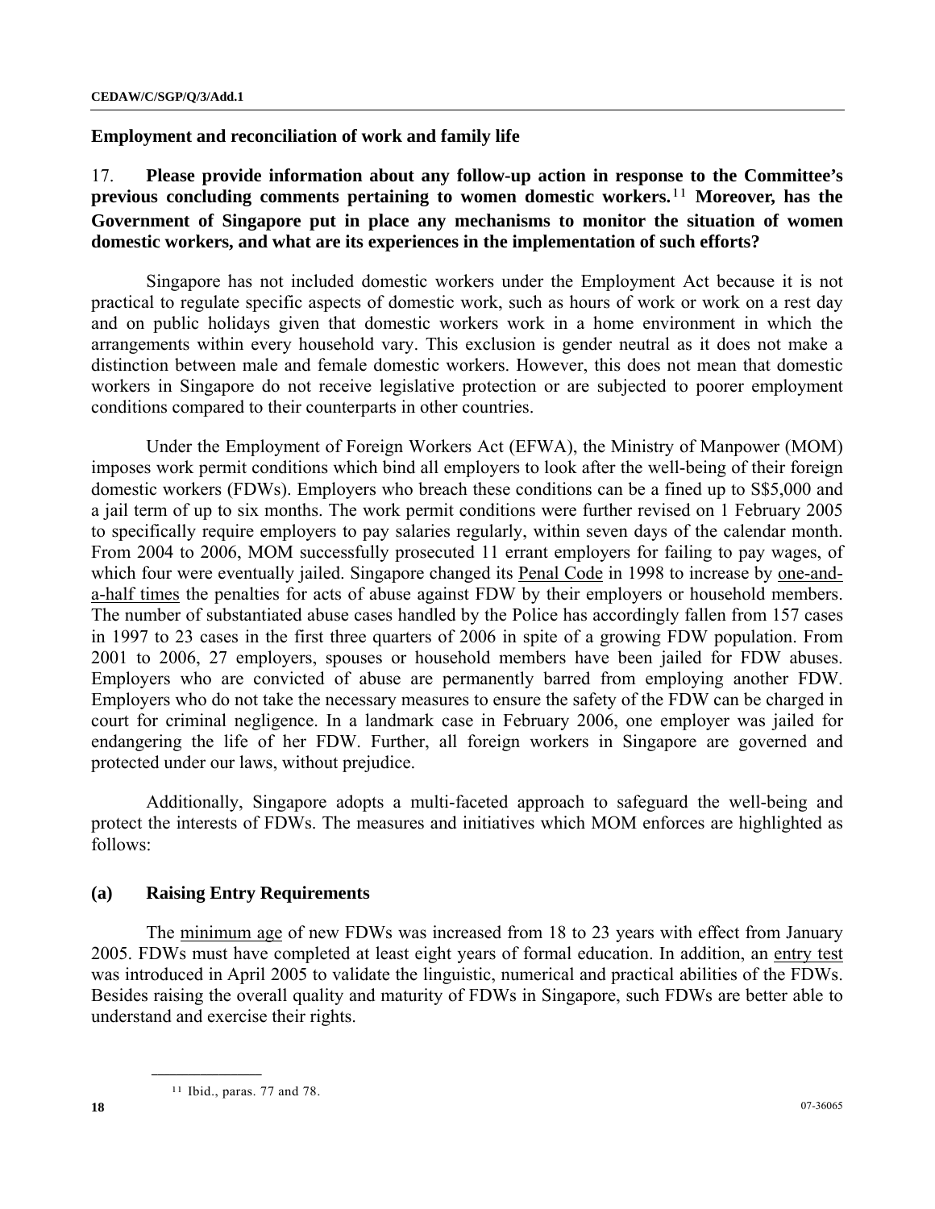## Employment and reconciliation of work and family life

17. **Please provide information about any follow-up action in response to the Committee's previous concluding comments pertaining to women domestic workers.**[11] **Moreover, has the Government of Singapore put in place any mechanisms to monitor the situation of women domestic workers, and what are its experiences in the implementation of such efforts?**

Singapore has not included domestic workers under the Employment Act because it is not practical to regulate specific aspects of domestic work, such as hours of work or work on a rest day and on public holidays given that domestic workers work in a home environment in which the arrangements within every household vary. This exclusion is gender neutral as it does not make a distinction between male and female domestic workers. However, this does not mean that domestic workers in Singapore do not receive legislative protection or are subjected to poorer employment conditions compared to their counterparts in other countries.

Under the Employment of Foreign Workers Act (EFWA), the Ministry of Manpower (MOM) imposes work permit conditions which bind all employers to look after the well-being of their foreign domestic workers (FDWs). Employers who breach these conditions can be a fined up to S$5,000 and a jail term of up to six months. The work permit conditions were further revised on 1 February 2005 to specifically require employers to pay salaries regularly, within seven days of the calendar month. From 2004 to 2006, MOM successfully prosecuted 11 errant employers for failing to pay wages, of which four were eventually jailed. Singapore changed its Penal Code in 1998 to increase by one-and-a-half times the penalties for acts of abuse against FDW by their employers or household members. The number of substantiated abuse cases handled by the Police has accordingly fallen from 157 cases in 1997 to 23 cases in the first three quarters of 2006 in spite of a growing FDW population. From 2001 to 2006, 27 employers, spouses or household members have been jailed for FDW abuses. Employers who are convicted of abuse are permanently barred from employing another FDW. Employers who do not take the necessary measures to ensure the safety of the FDW can be charged in court for criminal negligence. In a landmark case in February 2006, one employer was jailed for endangering the life of her FDW. Further, all foreign workers in Singapore are governed and protected under our laws, without prejudice.

Additionally, Singapore adopts a multi-faceted approach to safeguard the well-being and protect the interests of FDWs. The measures and initiatives which MOM enforces are highlighted as follows:

### (a) Raising Entry Requirements

The minimum age of new FDWs was increased from 18 to 23 years with effect from January 2005. FDWs must have completed at least eight years of formal education. In addition, an entry test was introduced in April 2005 to validate the linguistic, numerical and practical abilities of the FDWs. Besides raising the overall quality and maturity of FDWs in Singapore, such FDWs are better able to understand and exercise their rights.

---

[11] Ibid., paras. 77 and 78.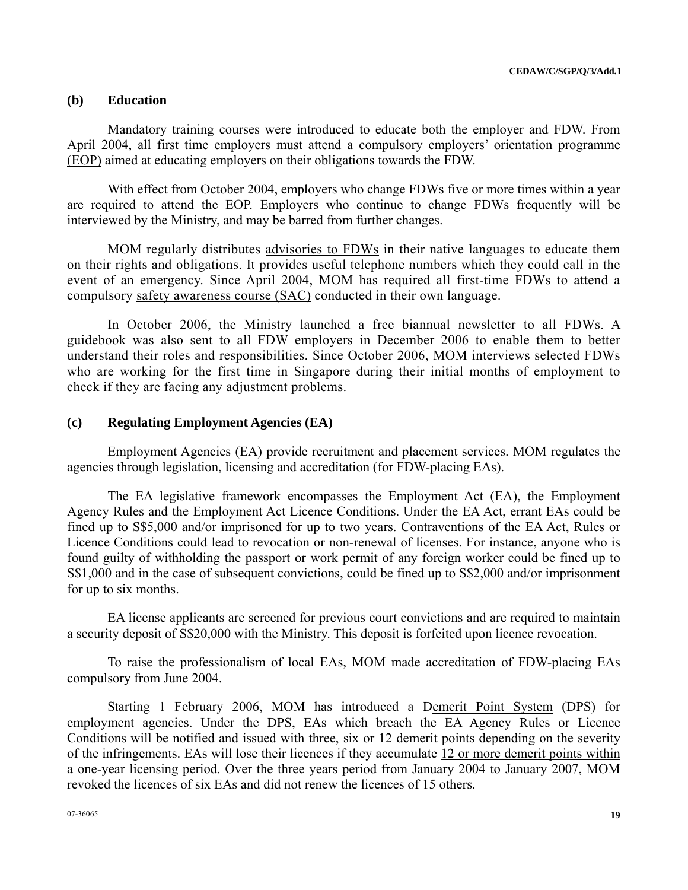### (b) Education

Mandatory training courses were introduced to educate both the employer and FDW. From April 2004, all first time employers must attend a compulsory employers' orientation programme (EOP) aimed at educating employers on their obligations towards the FDW.

With effect from October 2004, employers who change FDWs five or more times within a year are required to attend the EOP. Employers who continue to change FDWs frequently will be interviewed by the Ministry, and may be barred from further changes.

MOM regularly distributes advisories to FDWs in their native languages to educate them on their rights and obligations. It provides useful telephone numbers which they could call in the event of an emergency. Since April 2004, MOM has required all first-time FDWs to attend a compulsory safety awareness course (SAC) conducted in their own language.

In October 2006, the Ministry launched a free biannual newsletter to all FDWs. A guidebook was also sent to all FDW employers in December 2006 to enable them to better understand their roles and responsibilities. Since October 2006, MOM interviews selected FDWs who are working for the first time in Singapore during their initial months of employment to check if they are facing any adjustment problems.

### (c) Regulating Employment Agencies (EA)

Employment Agencies (EA) provide recruitment and placement services. MOM regulates the agencies through legislation, licensing and accreditation (for FDW-placing EAs).

The EA legislative framework encompasses the Employment Act (EA), the Employment Agency Rules and the Employment Act Licence Conditions. Under the EA Act, errant EAs could be fined up to S$5,000 and/or imprisoned for up to two years. Contraventions of the EA Act, Rules or Licence Conditions could lead to revocation or non-renewal of licenses. For instance, anyone who is found guilty of withholding the passport or work permit of any foreign worker could be fined up to S$1,000 and in the case of subsequent convictions, could be fined up to S$2,000 and/or imprisonment for up to six months.

EA license applicants are screened for previous court convictions and are required to maintain a security deposit of S$20,000 with the Ministry. This deposit is forfeited upon licence revocation.

To raise the professionalism of local EAs, MOM made accreditation of FDW-placing EAs compulsory from June 2004.

Starting 1 February 2006, MOM has introduced a Demerit Point System (DPS) for employment agencies. Under the DPS, EAs which breach the EA Agency Rules or Licence Conditions will be notified and issued with three, six or 12 demerit points depending on the severity of the infringements. EAs will lose their licences if they accumulate 12 or more demerit points within a one-year licensing period. Over the three years period from January 2004 to January 2007, MOM revoked the licences of six EAs and did not renew the licences of 15 others.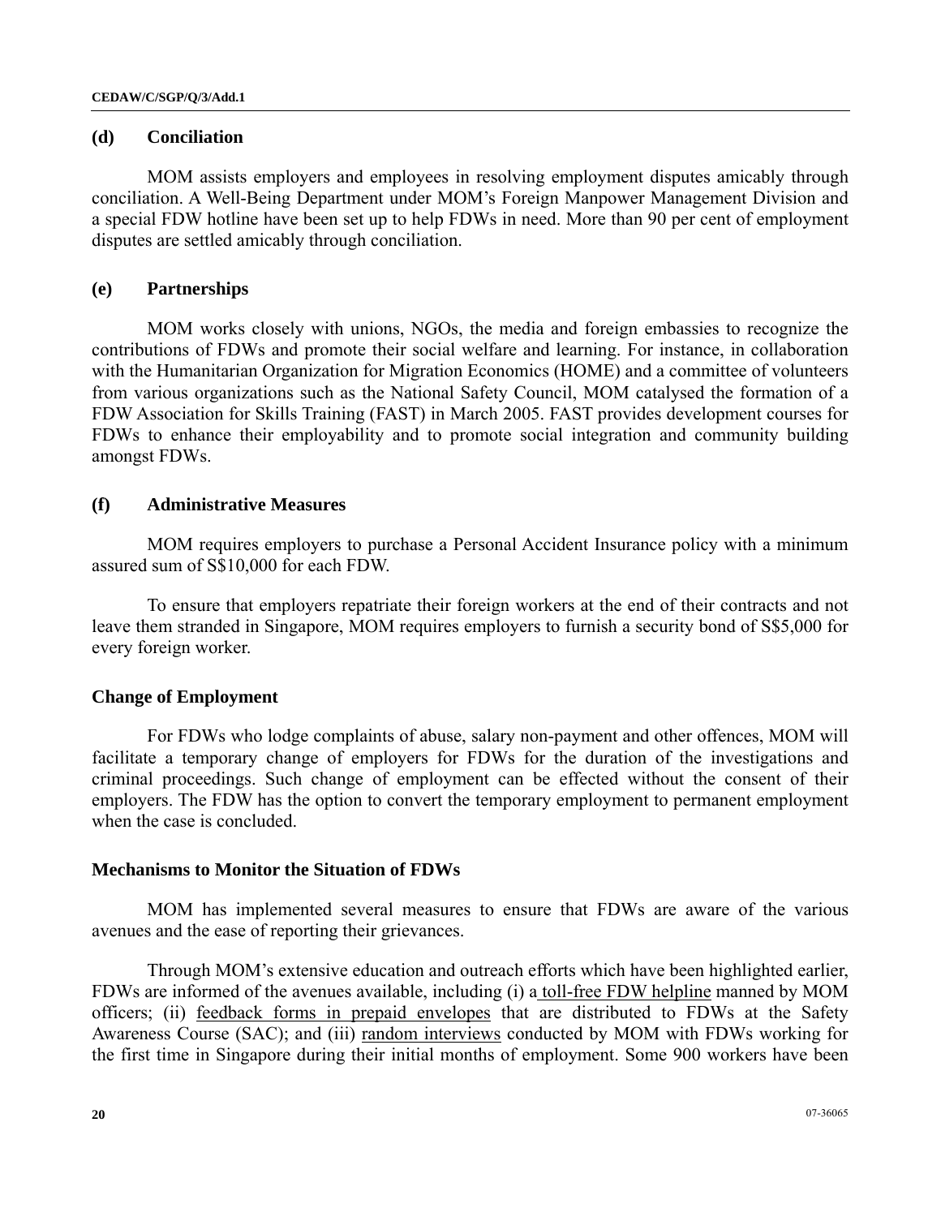### (d) Conciliation

MOM assists employers and employees in resolving employment disputes amicably through conciliation. A Well-Being Department under MOM's Foreign Manpower Management Division and a special FDW hotline have been set up to help FDWs in need. More than 90 per cent of employment disputes are settled amicably through conciliation.

### (e) Partnerships

MOM works closely with unions, NGOs, the media and foreign embassies to recognize the contributions of FDWs and promote their social welfare and learning. For instance, in collaboration with the Humanitarian Organization for Migration Economics (HOME) and a committee of volunteers from various organizations such as the National Safety Council, MOM catalysed the formation of a FDW Association for Skills Training (FAST) in March 2005. FAST provides development courses for FDWs to enhance their employability and to promote social integration and community building amongst FDWs.

### (f) Administrative Measures

MOM requires employers to purchase a Personal Accident Insurance policy with a minimum assured sum of S$10,000 for each FDW.

To ensure that employers repatriate their foreign workers at the end of their contracts and not leave them stranded in Singapore, MOM requires employers to furnish a security bond of S$5,000 for every foreign worker.

### Change of Employment

For FDWs who lodge complaints of abuse, salary non-payment and other offences, MOM will facilitate a temporary change of employers for FDWs for the duration of the investigations and criminal proceedings. Such change of employment can be effected without the consent of their employers. The FDW has the option to convert the temporary employment to permanent employment when the case is concluded.

### Mechanisms to Monitor the Situation of FDWs

MOM has implemented several measures to ensure that FDWs are aware of the various avenues and the ease of reporting their grievances.

Through MOM's extensive education and outreach efforts which have been highlighted earlier, FDWs are informed of the avenues available, including (i) a toll-free FDW helpline manned by MOM officers; (ii) feedback forms in prepaid envelopes that are distributed to FDWs at the Safety Awareness Course (SAC); and (iii) random interviews conducted by MOM with FDWs working for the first time in Singapore during their initial months of employment. Some 900 workers have been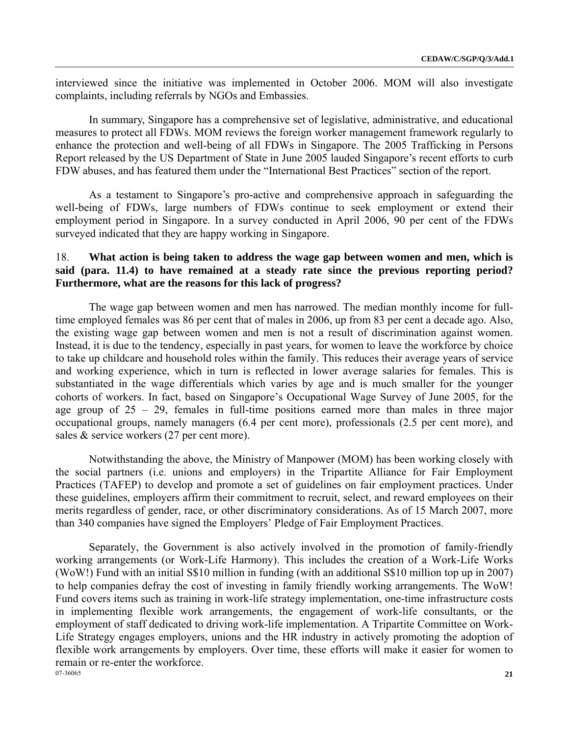interviewed since the initiative was implemented in October 2006. MOM will also investigate complaints, including referrals by NGOs and Embassies.

In summary, Singapore has a comprehensive set of legislative, administrative, and educational measures to protect all FDWs. MOM reviews the foreign worker management framework regularly to enhance the protection and well-being of all FDWs in Singapore. The 2005 Trafficking in Persons Report released by the US Department of State in June 2005 lauded Singapore's recent efforts to curb FDW abuses, and has featured them under the "International Best Practices" section of the report.

As a testament to Singapore's pro-active and comprehensive approach in safeguarding the well-being of FDWs, large numbers of FDWs continue to seek employment or extend their employment period in Singapore. In a survey conducted in April 2006, 90 per cent of the FDWs surveyed indicated that they are happy working in Singapore.

18. **What action is being taken to address the wage gap between women and men, which is said (para. 11.4) to have remained at a steady rate since the previous reporting period? Furthermore, what are the reasons for this lack of progress?**

The wage gap between women and men has narrowed. The median monthly income for full-time employed females was 86 per cent that of males in 2006, up from 83 per cent a decade ago. Also, the existing wage gap between women and men is not a result of discrimination against women. Instead, it is due to the tendency, especially in past years, for women to leave the workforce by choice to take up childcare and household roles within the family. This reduces their average years of service and working experience, which in turn is reflected in lower average salaries for females. This is substantiated in the wage differentials which varies by age and is much smaller for the younger cohorts of workers. In fact, based on Singapore's Occupational Wage Survey of June 2005, for the age group of 25 – 29, females in full-time positions earned more than males in three major occupational groups, namely managers (6.4 per cent more), professionals (2.5 per cent more), and sales & service workers (27 per cent more).

Notwithstanding the above, the Ministry of Manpower (MOM) has been working closely with the social partners (i.e. unions and employers) in the Tripartite Alliance for Fair Employment Practices (TAFEP) to develop and promote a set of guidelines on fair employment practices. Under these guidelines, employers affirm their commitment to recruit, select, and reward employees on their merits regardless of gender, race, or other discriminatory considerations. As of 15 March 2007, more than 340 companies have signed the Employers' Pledge of Fair Employment Practices.

Separately, the Government is also actively involved in the promotion of family-friendly working arrangements (or Work-Life Harmony). This includes the creation of a Work-Life Works (WoW!) Fund with an initial S$10 million in funding (with an additional S$10 million top up in 2007) to help companies defray the cost of investing in family friendly working arrangements. The WoW! Fund covers items such as training in work-life strategy implementation, one-time infrastructure costs in implementing flexible work arrangements, the engagement of work-life consultants, or the employment of staff dedicated to driving work-life implementation. A Tripartite Committee on Work-Life Strategy engages employers, unions and the HR industry in actively promoting the adoption of flexible work arrangements by employers. Over time, these efforts will make it easier for women to remain or re-enter the workforce.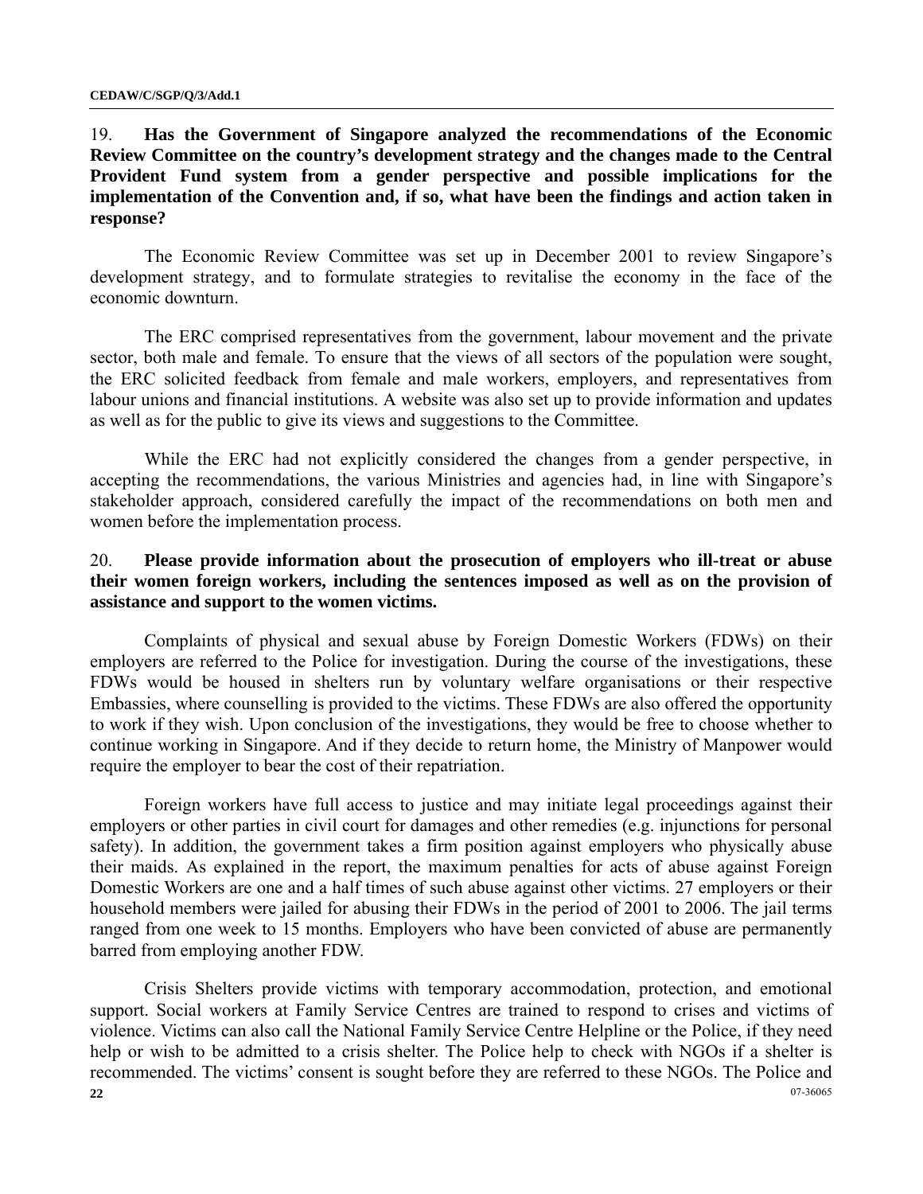19. **Has the Government of Singapore analyzed the recommendations of the Economic Review Committee on the country's development strategy and the changes made to the Central Provident Fund system from a gender perspective and possible implications for the implementation of the Convention and, if so, what have been the findings and action taken in response?**

The Economic Review Committee was set up in December 2001 to review Singapore's development strategy, and to formulate strategies to revitalise the economy in the face of the economic downturn.

The ERC comprised representatives from the government, labour movement and the private sector, both male and female. To ensure that the views of all sectors of the population were sought, the ERC solicited feedback from female and male workers, employers, and representatives from labour unions and financial institutions. A website was also set up to provide information and updates as well as for the public to give its views and suggestions to the Committee.

While the ERC had not explicitly considered the changes from a gender perspective, in accepting the recommendations, the various Ministries and agencies had, in line with Singapore's stakeholder approach, considered carefully the impact of the recommendations on both men and women before the implementation process.

20. **Please provide information about the prosecution of employers who ill-treat or abuse their women foreign workers, including the sentences imposed as well as on the provision of assistance and support to the women victims.**

Complaints of physical and sexual abuse by Foreign Domestic Workers (FDWs) on their employers are referred to the Police for investigation. During the course of the investigations, these FDWs would be housed in shelters run by voluntary welfare organisations or their respective Embassies, where counselling is provided to the victims. These FDWs are also offered the opportunity to work if they wish. Upon conclusion of the investigations, they would be free to choose whether to continue working in Singapore. And if they decide to return home, the Ministry of Manpower would require the employer to bear the cost of their repatriation.

Foreign workers have full access to justice and may initiate legal proceedings against their employers or other parties in civil court for damages and other remedies (e.g. injunctions for personal safety). In addition, the government takes a firm position against employers who physically abuse their maids. As explained in the report, the maximum penalties for acts of abuse against Foreign Domestic Workers are one and a half times of such abuse against other victims. 27 employers or their household members were jailed for abusing their FDWs in the period of 2001 to 2006. The jail terms ranged from one week to 15 months. Employers who have been convicted of abuse are permanently barred from employing another FDW.

Crisis Shelters provide victims with temporary accommodation, protection, and emotional support. Social workers at Family Service Centres are trained to respond to crises and victims of violence. Victims can also call the National Family Service Centre Helpline or the Police, if they need help or wish to be admitted to a crisis shelter. The Police help to check with NGOs if a shelter is recommended. The victims' consent is sought before they are referred to these NGOs. The Police and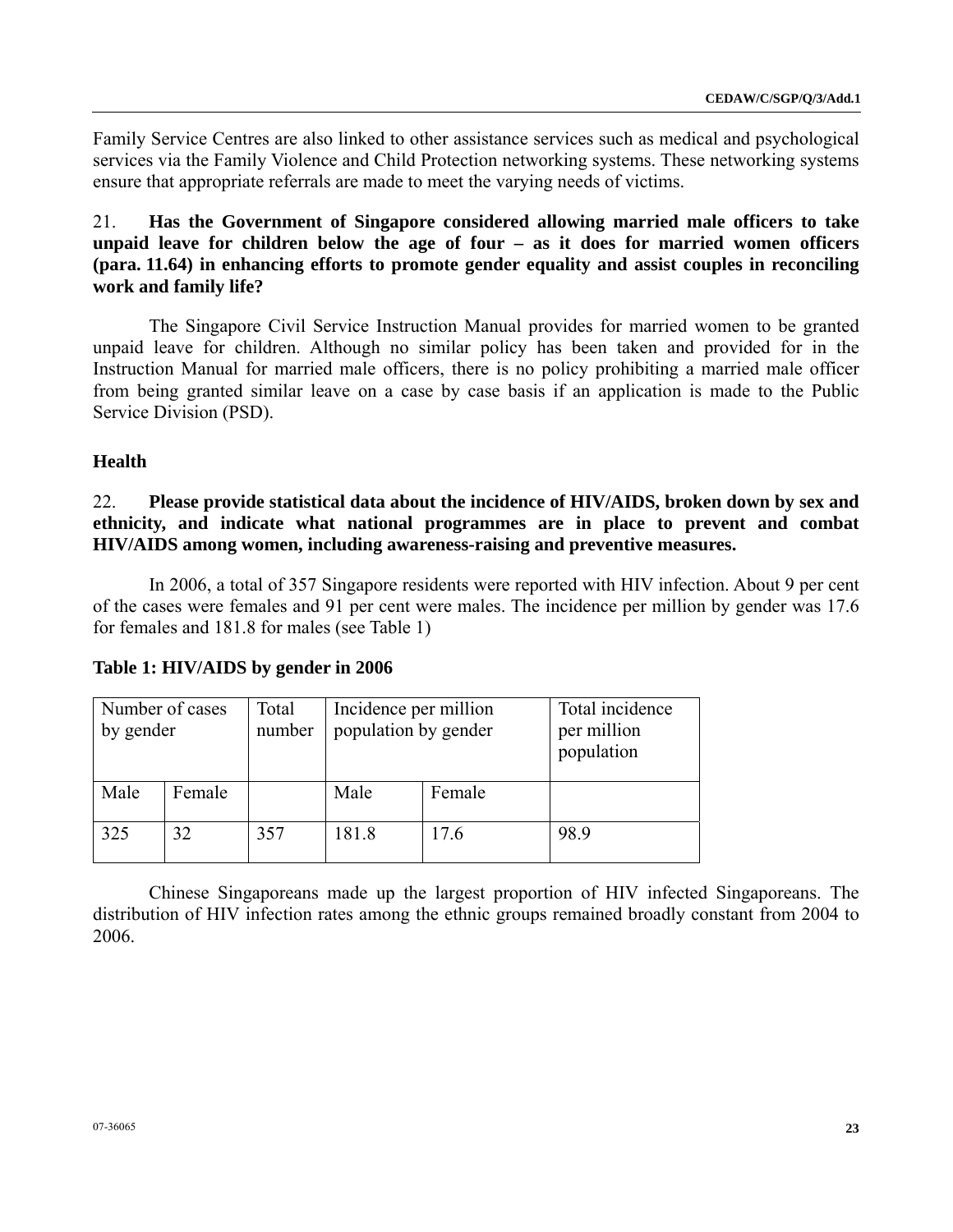Family Service Centres are also linked to other assistance services such as medical and psychological services via the Family Violence and Child Protection networking systems. These networking systems ensure that appropriate referrals are made to meet the varying needs of victims.

21. **Has the Government of Singapore considered allowing married male officers to take unpaid leave for children below the age of four – as it does for married women officers (para. 11.64) in enhancing efforts to promote gender equality and assist couples in reconciling work and family life?**

The Singapore Civil Service Instruction Manual provides for married women to be granted unpaid leave for children. Although no similar policy has been taken and provided for in the Instruction Manual for married male officers, there is no policy prohibiting a married male officer from being granted similar leave on a case by case basis if an application is made to the Public Service Division (PSD).

## Health

22. **Please provide statistical data about the incidence of HIV/AIDS, broken down by sex and ethnicity, and indicate what national programmes are in place to prevent and combat HIV/AIDS among women, including awareness-raising and preventive measures.**

In 2006, a total of 357 Singapore residents were reported with HIV infection. About 9 per cent of the cases were females and 91 per cent were males. The incidence per million by gender was 17.6 for females and 181.8 for males (see Table 1)

**Table 1: HIV/AIDS by gender in 2006**

| Number of cases by gender | | Total number | Incidence per million population by gender | | Total incidence per million population |
|---|---|---|---|---|---|
| Male | Female | | Male | Female | |
| 325 | 32 | 357 | 181.8 | 17.6 | 98.9 |

Chinese Singaporeans made up the largest proportion of HIV infected Singaporeans. The distribution of HIV infection rates among the ethnic groups remained broadly constant from 2004 to 2006.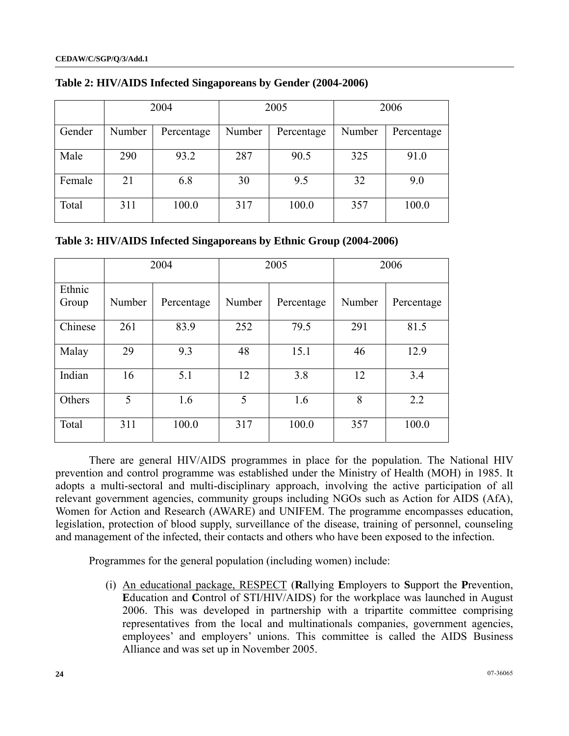**Table 2: HIV/AIDS Infected Singaporeans by Gender (2004-2006)**

| | 2004 | | 2005 | | 2006 | |
|---|---|---|---|---|---|---|
| Gender | Number | Percentage | Number | Percentage | Number | Percentage |
| Male | 290 | 93.2 | 287 | 90.5 | 325 | 91.0 |
| Female | 21 | 6.8 | 30 | 9.5 | 32 | 9.0 |
| Total | 311 | 100.0 | 317 | 100.0 | 357 | 100.0 |

**Table 3: HIV/AIDS Infected Singaporeans by Ethnic Group (2004-2006)**

| | 2004 | | 2005 | | 2006 | |
|---|---|---|---|---|---|---|
| Ethnic Group | Number | Percentage | Number | Percentage | Number | Percentage |
| Chinese | 261 | 83.9 | 252 | 79.5 | 291 | 81.5 |
| Malay | 29 | 9.3 | 48 | 15.1 | 46 | 12.9 |
| Indian | 16 | 5.1 | 12 | 3.8 | 12 | 3.4 |
| Others | 5 | 1.6 | 5 | 1.6 | 8 | 2.2 |
| Total | 311 | 100.0 | 317 | 100.0 | 357 | 100.0 |

There are general HIV/AIDS programmes in place for the population. The National HIV prevention and control programme was established under the Ministry of Health (MOH) in 1985. It adopts a multi-sectoral and multi-disciplinary approach, involving the active participation of all relevant government agencies, community groups including NGOs such as Action for AIDS (AfA), Women for Action and Research (AWARE) and UNIFEM. The programme encompasses education, legislation, protection of blood supply, surveillance of the disease, training of personnel, counseling and management of the infected, their contacts and others who have been exposed to the infection.

Programmes for the general population (including women) include:

(i) An educational package, RESPECT (**R**allying **E**mployers to **S**upport the **P**revention, **E**ducation and **C**ontrol of STI/HIV/AIDS) for the workplace was launched in August 2006. This was developed in partnership with a tripartite committee comprising representatives from the local and multinationals companies, government agencies, employees' and employers' unions. This committee is called the AIDS Business Alliance and was set up in November 2005.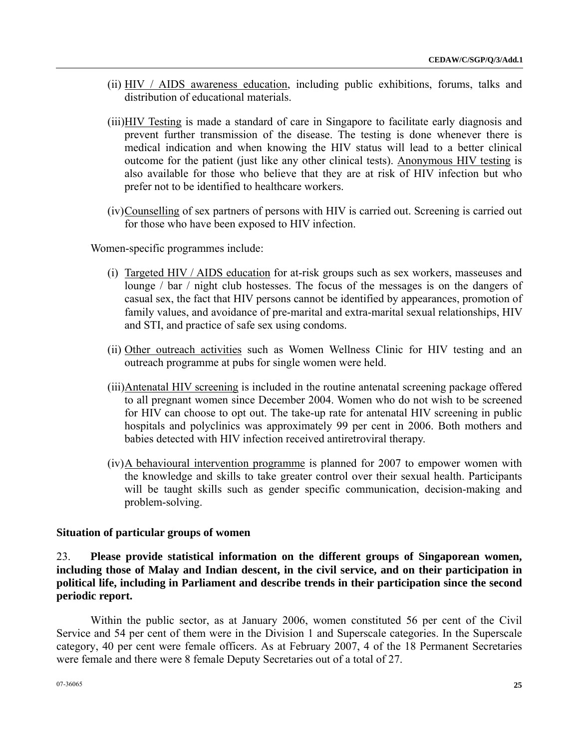(ii) HIV / AIDS awareness education, including public exhibitions, forums, talks and distribution of educational materials.

(iii) HIV Testing is made a standard of care in Singapore to facilitate early diagnosis and prevent further transmission of the disease. The testing is done whenever there is medical indication and when knowing the HIV status will lead to a better clinical outcome for the patient (just like any other clinical tests). Anonymous HIV testing is also available for those who believe that they are at risk of HIV infection but who prefer not to be identified to healthcare workers.

(iv) Counselling of sex partners of persons with HIV is carried out. Screening is carried out for those who have been exposed to HIV infection.

Women-specific programmes include:

(i) Targeted HIV / AIDS education for at-risk groups such as sex workers, masseuses and lounge / bar / night club hostesses. The focus of the messages is on the dangers of casual sex, the fact that HIV persons cannot be identified by appearances, promotion of family values, and avoidance of pre-marital and extra-marital sexual relationships, HIV and STI, and practice of safe sex using condoms.

(ii) Other outreach activities such as Women Wellness Clinic for HIV testing and an outreach programme at pubs for single women were held.

(iii) Antenatal HIV screening is included in the routine antenatal screening package offered to all pregnant women since December 2004. Women who do not wish to be screened for HIV can choose to opt out. The take-up rate for antenatal HIV screening in public hospitals and polyclinics was approximately 99 per cent in 2006. Both mothers and babies detected with HIV infection received antiretroviral therapy.

(iv) A behavioural intervention programme is planned for 2007 to empower women with the knowledge and skills to take greater control over their sexual health. Participants will be taught skills such as gender specific communication, decision-making and problem-solving.

**Situation of particular groups of women**

23. **Please provide statistical information on the different groups of Singaporean women, including those of Malay and Indian descent, in the civil service, and on their participation in political life, including in Parliament and describe trends in their participation since the second periodic report.**

Within the public sector, as at January 2006, women constituted 56 per cent of the Civil Service and 54 per cent of them were in the Division 1 and Superscale categories. In the Superscale category, 40 per cent were female officers. As at February 2007, 4 of the 18 Permanent Secretaries were female and there were 8 female Deputy Secretaries out of a total of 27.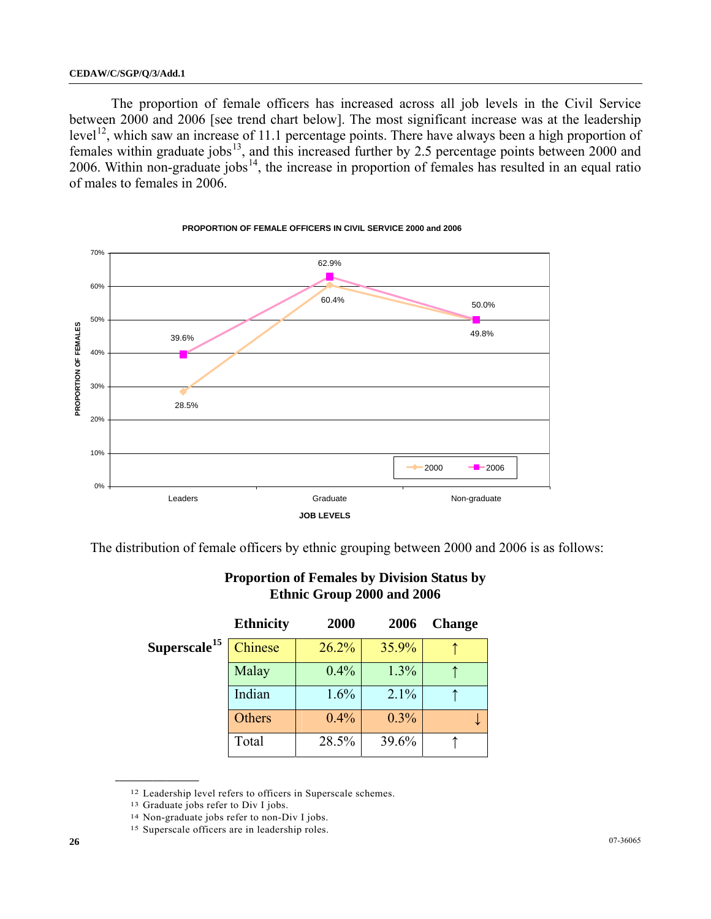The proportion of female officers has increased across all job levels in the Civil Service between 2000 and 2006 [see trend chart below]. The most significant increase was at the leadership level[12], which saw an increase of 11.1 percentage points. There have always been a high proportion of females within graduate jobs[13], and this increased further by 2.5 percentage points between 2000 and 2006. Within non-graduate jobs[14], the increase in proportion of females has resulted in an equal ratio of males to females in 2006.

**PROPORTION OF FEMALE OFFICERS IN CIVIL SERVICE 2000 and 2006**

| JOB LEVELS | 2000 | 2006 |
|---|---|---|
| Leaders | 28.5% | 39.6% |
| Graduate | 60.4% | 62.9% |
| Non-graduate | 49.8% | 50.0% |

The distribution of female officers by ethnic grouping between 2000 and 2006 is as follows:

**Proportion of Females by Division Status by Ethnic Group 2000 and 2006**

| | Ethnicity | 2000 | 2006 | Change |
|---|---|---|---|---|
| Superscale[15] | Chinese | 26.2% | 35.9% | ↑ |
| | Malay | 0.4% | 1.3% | ↑ |
| | Indian | 1.6% | 2.1% | ↑ |
| | Others | 0.4% | 0.3% | ↓ |
| | Total | 28.5% | 39.6% | ↑ |

---

[12] Leadership level refers to officers in Superscale schemes.

[13] Graduate jobs refer to Div I jobs.

[14] Non-graduate jobs refer to non-Div I jobs.

[15] Superscale officers are in leadership roles.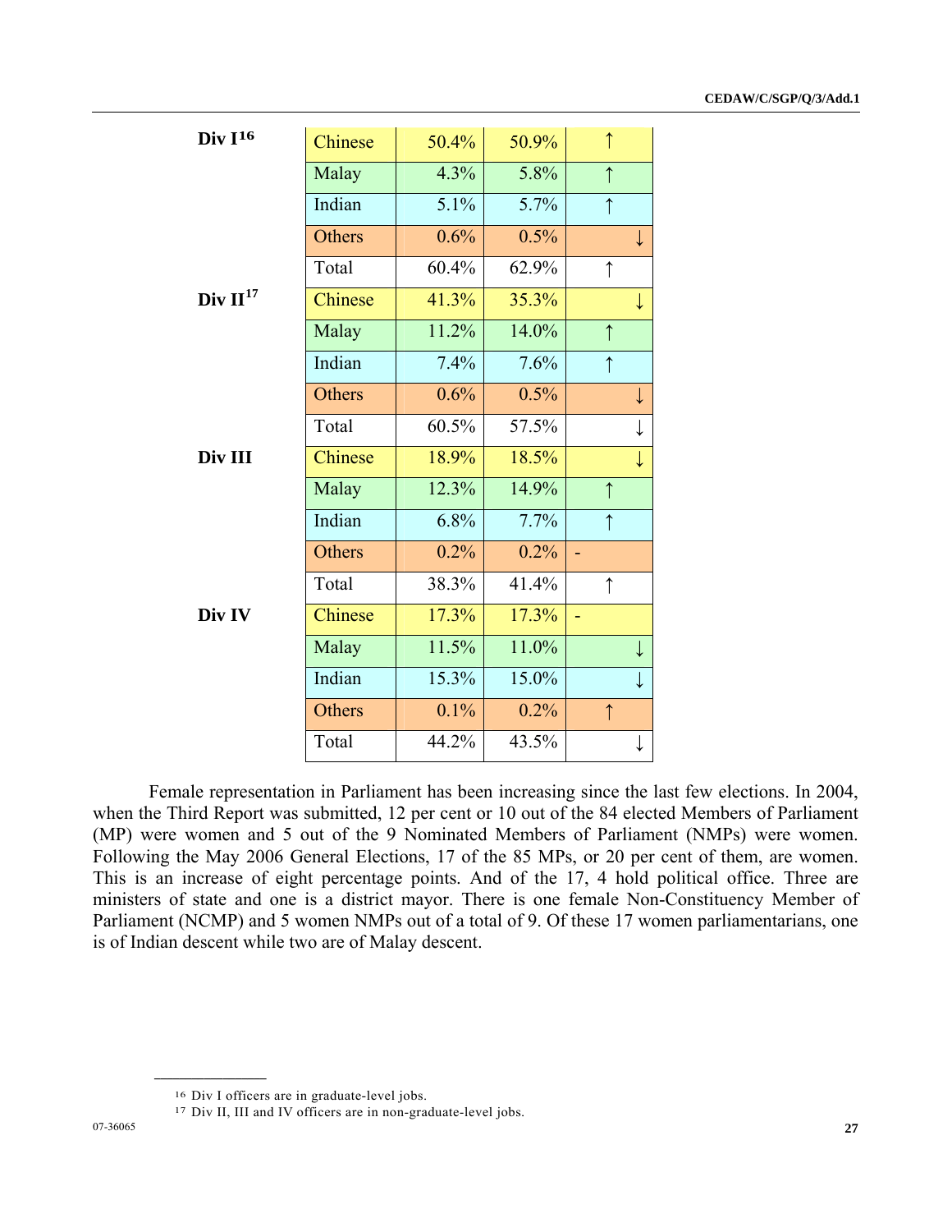| | | | | |
|---|---|---|---|---|
| **Div I**[16] | Chinese | 50.4% | 50.9% | ↑ |
| | Malay | 4.3% | 5.8% | ↑ |
| | Indian | 5.1% | 5.7% | ↑ |
| | Others | 0.6% | 0.5% | ↓ |
| | Total | 60.4% | 62.9% | ↑ |
| **Div II**[17] | Chinese | 41.3% | 35.3% | ↓ |
| | Malay | 11.2% | 14.0% | ↑ |
| | Indian | 7.4% | 7.6% | ↑ |
| | Others | 0.6% | 0.5% | ↓ |
| | Total | 60.5% | 57.5% | ↓ |
| **Div III** | Chinese | 18.9% | 18.5% | ↓ |
| | Malay | 12.3% | 14.9% | ↑ |
| | Indian | 6.8% | 7.7% | ↑ |
| | Others | 0.2% | 0.2% | - |
| | Total | 38.3% | 41.4% | ↑ |
| **Div IV** | Chinese | 17.3% | 17.3% | - |
| | Malay | 11.5% | 11.0% | ↓ |
| | Indian | 15.3% | 15.0% | ↓ |
| | Others | 0.1% | 0.2% | ↑ |
| | Total | 44.2% | 43.5% | ↓ |

Female representation in Parliament has been increasing since the last few elections. In 2004, when the Third Report was submitted, 12 per cent or 10 out of the 84 elected Members of Parliament (MP) were women and 5 out of the 9 Nominated Members of Parliament (NMPs) were women. Following the May 2006 General Elections, 17 of the 85 MPs, or 20 per cent of them, are women. This is an increase of eight percentage points. And of the 17, 4 hold political office. Three are ministers of state and one is a district mayor. There is one female Non-Constituency Member of Parliament (NCMP) and 5 women NMPs out of a total of 9. Of these 17 women parliamentarians, one is of Indian descent while two are of Malay descent.

---

[16] Div I officers are in graduate-level jobs.

[17] Div II, III and IV officers are in non-graduate-level jobs.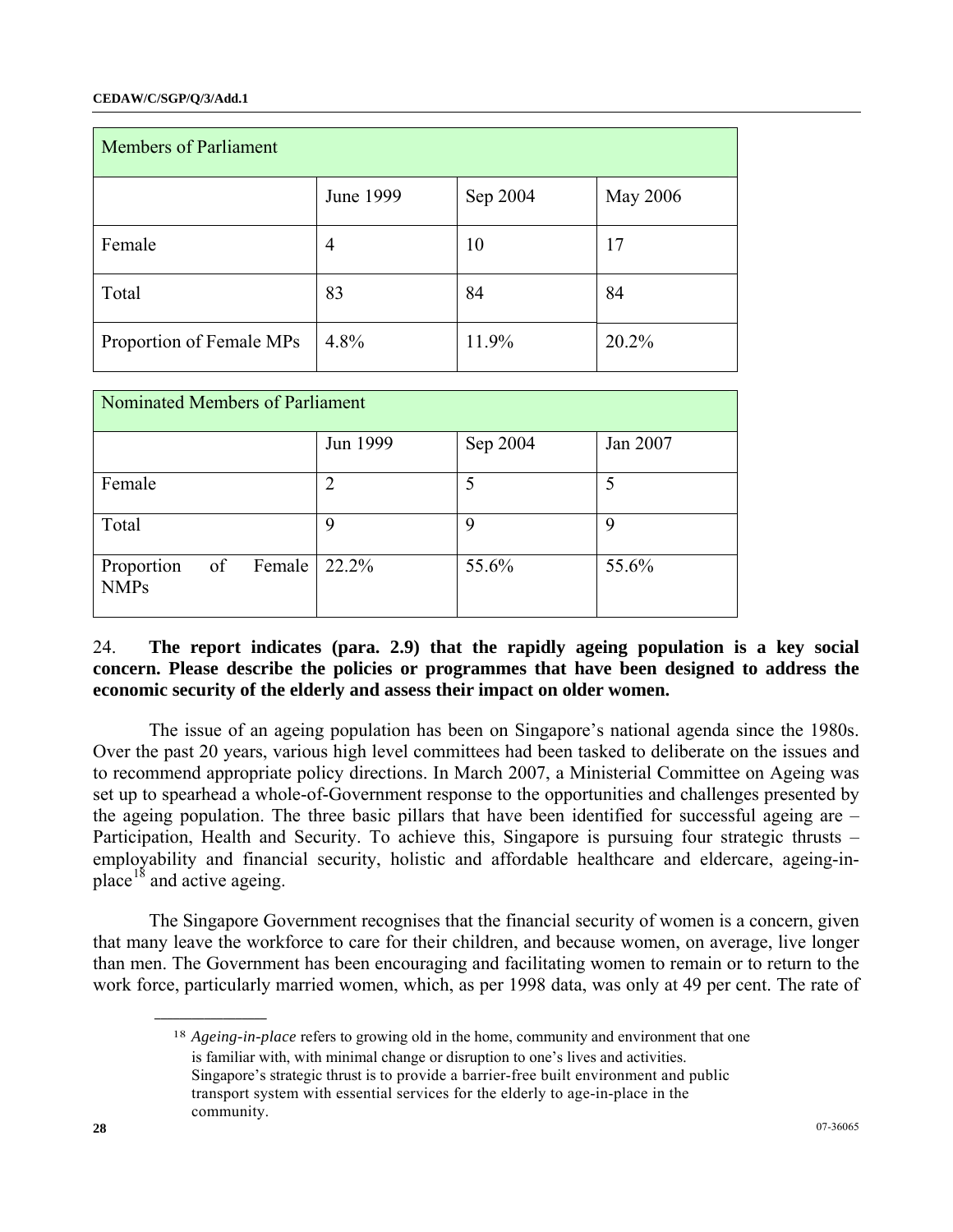| Members of Parliament | | | |
|---|---|---|---|
| | June 1999 | Sep 2004 | May 2006 |
| Female | 4 | 10 | 17 |
| Total | 83 | 84 | 84 |
| Proportion of Female MPs | 4.8% | 11.9% | 20.2% |

| Nominated Members of Parliament | | | |
|---|---|---|---|
| | Jun 1999 | Sep 2004 | Jan 2007 |
| Female | 2 | 5 | 5 |
| Total | 9 | 9 | 9 |
| Proportion of Female NMPs | 22.2% | 55.6% | 55.6% |

24. **The report indicates (para. 2.9) that the rapidly ageing population is a key social concern. Please describe the policies or programmes that have been designed to address the economic security of the elderly and assess their impact on older women.**

The issue of an ageing population has been on Singapore's national agenda since the 1980s. Over the past 20 years, various high level committees had been tasked to deliberate on the issues and to recommend appropriate policy directions. In March 2007, a Ministerial Committee on Ageing was set up to spearhead a whole-of-Government response to the opportunities and challenges presented by the ageing population. The three basic pillars that have been identified for successful ageing are – Participation, Health and Security. To achieve this, Singapore is pursuing four strategic thrusts – employability and financial security, holistic and affordable healthcare and eldercare, ageing-in-place[18] and active ageing.

The Singapore Government recognises that the financial security of women is a concern, given that many leave the workforce to care for their children, and because women, on average, live longer than men. The Government has been encouraging and facilitating women to remain or to return to the work force, particularly married women, which, as per 1998 data, was only at 49 per cent. The rate of

[18] *Ageing-in-place* refers to growing old in the home, community and environment that one is familiar with, with minimal change or disruption to one's lives and activities. Singapore's strategic thrust is to provide a barrier-free built environment and public transport system with essential services for the elderly to age-in-place in the community.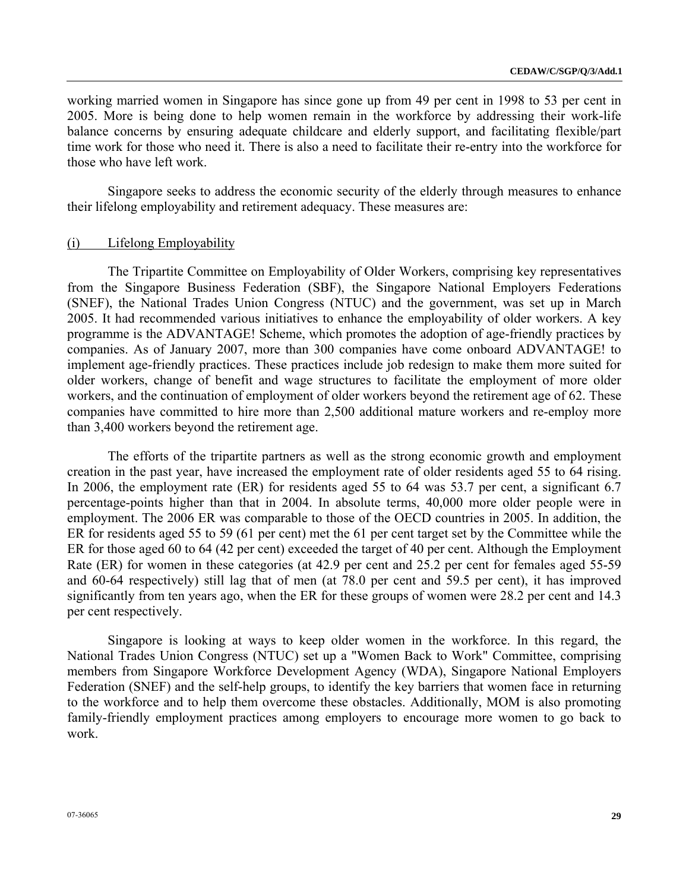working married women in Singapore has since gone up from 49 per cent in 1998 to 53 per cent in 2005. More is being done to help women remain in the workforce by addressing their work-life balance concerns by ensuring adequate childcare and elderly support, and facilitating flexible/part time work for those who need it. There is also a need to facilitate their re-entry into the workforce for those who have left work.

Singapore seeks to address the economic security of the elderly through measures to enhance their lifelong employability and retirement adequacy. These measures are:

(i) Lifelong Employability

The Tripartite Committee on Employability of Older Workers, comprising key representatives from the Singapore Business Federation (SBF), the Singapore National Employers Federations (SNEF), the National Trades Union Congress (NTUC) and the government, was set up in March 2005. It had recommended various initiatives to enhance the employability of older workers. A key programme is the ADVANTAGE! Scheme, which promotes the adoption of age-friendly practices by companies. As of January 2007, more than 300 companies have come onboard ADVANTAGE! to implement age-friendly practices. These practices include job redesign to make them more suited for older workers, change of benefit and wage structures to facilitate the employment of more older workers, and the continuation of employment of older workers beyond the retirement age of 62. These companies have committed to hire more than 2,500 additional mature workers and re-employ more than 3,400 workers beyond the retirement age.

The efforts of the tripartite partners as well as the strong economic growth and employment creation in the past year, have increased the employment rate of older residents aged 55 to 64 rising. In 2006, the employment rate (ER) for residents aged 55 to 64 was 53.7 per cent, a significant 6.7 percentage-points higher than that in 2004. In absolute terms, 40,000 more older people were in employment. The 2006 ER was comparable to those of the OECD countries in 2005. In addition, the ER for residents aged 55 to 59 (61 per cent) met the 61 per cent target set by the Committee while the ER for those aged 60 to 64 (42 per cent) exceeded the target of 40 per cent. Although the Employment Rate (ER) for women in these categories (at 42.9 per cent and 25.2 per cent for females aged 55-59 and 60-64 respectively) still lag that of men (at 78.0 per cent and 59.5 per cent), it has improved significantly from ten years ago, when the ER for these groups of women were 28.2 per cent and 14.3 per cent respectively.

Singapore is looking at ways to keep older women in the workforce. In this regard, the National Trades Union Congress (NTUC) set up a "Women Back to Work" Committee, comprising members from Singapore Workforce Development Agency (WDA), Singapore National Employers Federation (SNEF) and the self-help groups, to identify the key barriers that women face in returning to the workforce and to help them overcome these obstacles. Additionally, MOM is also promoting family-friendly employment practices among employers to encourage more women to go back to work.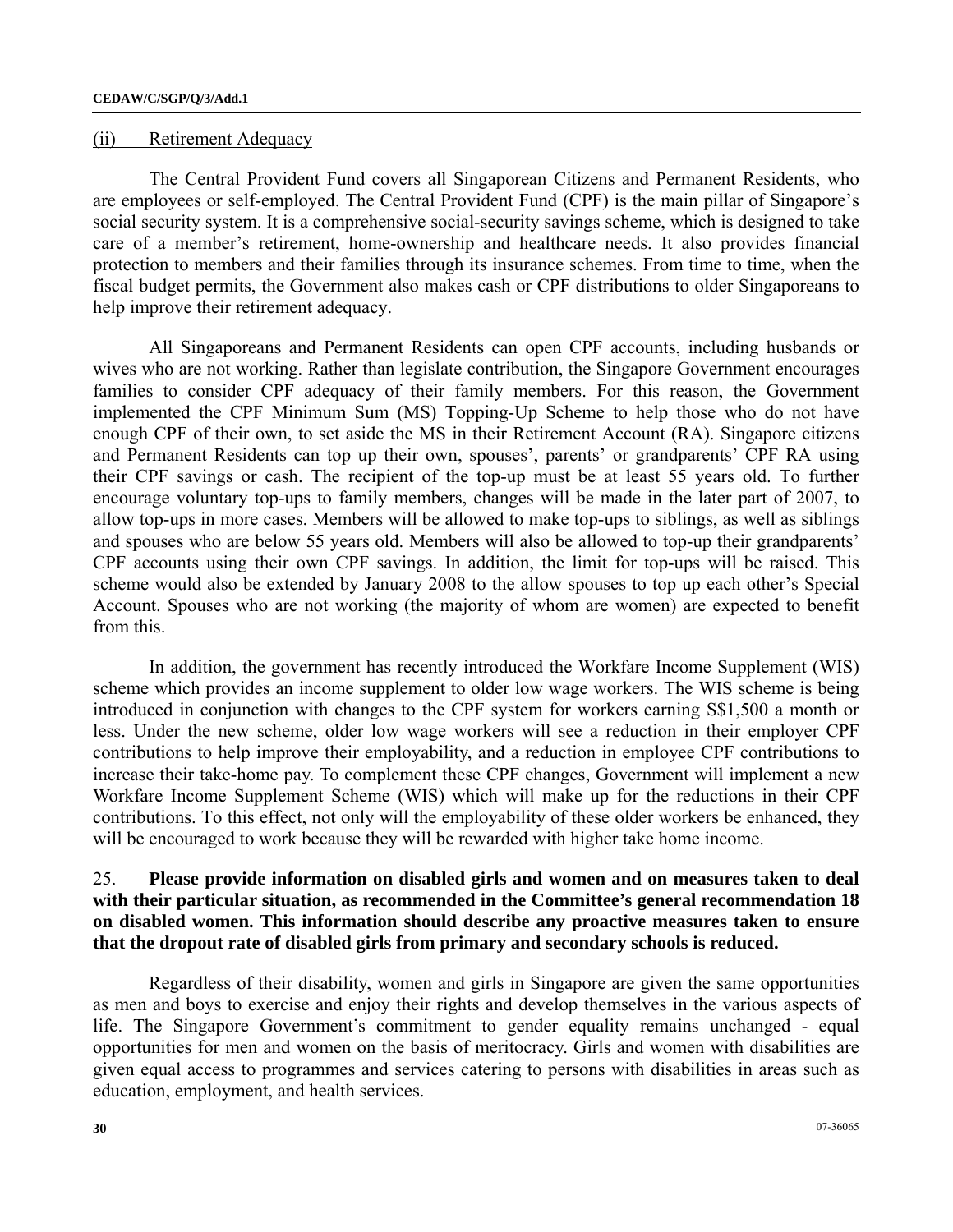(ii) Retirement Adequacy

The Central Provident Fund covers all Singaporean Citizens and Permanent Residents, who are employees or self-employed. The Central Provident Fund (CPF) is the main pillar of Singapore's social security system. It is a comprehensive social-security savings scheme, which is designed to take care of a member's retirement, home-ownership and healthcare needs. It also provides financial protection to members and their families through its insurance schemes. From time to time, when the fiscal budget permits, the Government also makes cash or CPF distributions to older Singaporeans to help improve their retirement adequacy.

All Singaporeans and Permanent Residents can open CPF accounts, including husbands or wives who are not working. Rather than legislate contribution, the Singapore Government encourages families to consider CPF adequacy of their family members. For this reason, the Government implemented the CPF Minimum Sum (MS) Topping-Up Scheme to help those who do not have enough CPF of their own, to set aside the MS in their Retirement Account (RA). Singapore citizens and Permanent Residents can top up their own, spouses', parents' or grandparents' CPF RA using their CPF savings or cash. The recipient of the top-up must be at least 55 years old. To further encourage voluntary top-ups to family members, changes will be made in the later part of 2007, to allow top-ups in more cases. Members will be allowed to make top-ups to siblings, as well as siblings and spouses who are below 55 years old. Members will also be allowed to top-up their grandparents' CPF accounts using their own CPF savings. In addition, the limit for top-ups will be raised. This scheme would also be extended by January 2008 to the allow spouses to top up each other's Special Account. Spouses who are not working (the majority of whom are women) are expected to benefit from this.

In addition, the government has recently introduced the Workfare Income Supplement (WIS) scheme which provides an income supplement to older low wage workers. The WIS scheme is being introduced in conjunction with changes to the CPF system for workers earning S$1,500 a month or less. Under the new scheme, older low wage workers will see a reduction in their employer CPF contributions to help improve their employability, and a reduction in employee CPF contributions to increase their take-home pay. To complement these CPF changes, Government will implement a new Workfare Income Supplement Scheme (WIS) which will make up for the reductions in their CPF contributions. To this effect, not only will the employability of these older workers be enhanced, they will be encouraged to work because they will be rewarded with higher take home income.

25. **Please provide information on disabled girls and women and on measures taken to deal with their particular situation, as recommended in the Committee's general recommendation 18 on disabled women. This information should describe any proactive measures taken to ensure that the dropout rate of disabled girls from primary and secondary schools is reduced.**

Regardless of their disability, women and girls in Singapore are given the same opportunities as men and boys to exercise and enjoy their rights and develop themselves in the various aspects of life. The Singapore Government's commitment to gender equality remains unchanged - equal opportunities for men and women on the basis of meritocracy. Girls and women with disabilities are given equal access to programmes and services catering to persons with disabilities in areas such as education, employment, and health services.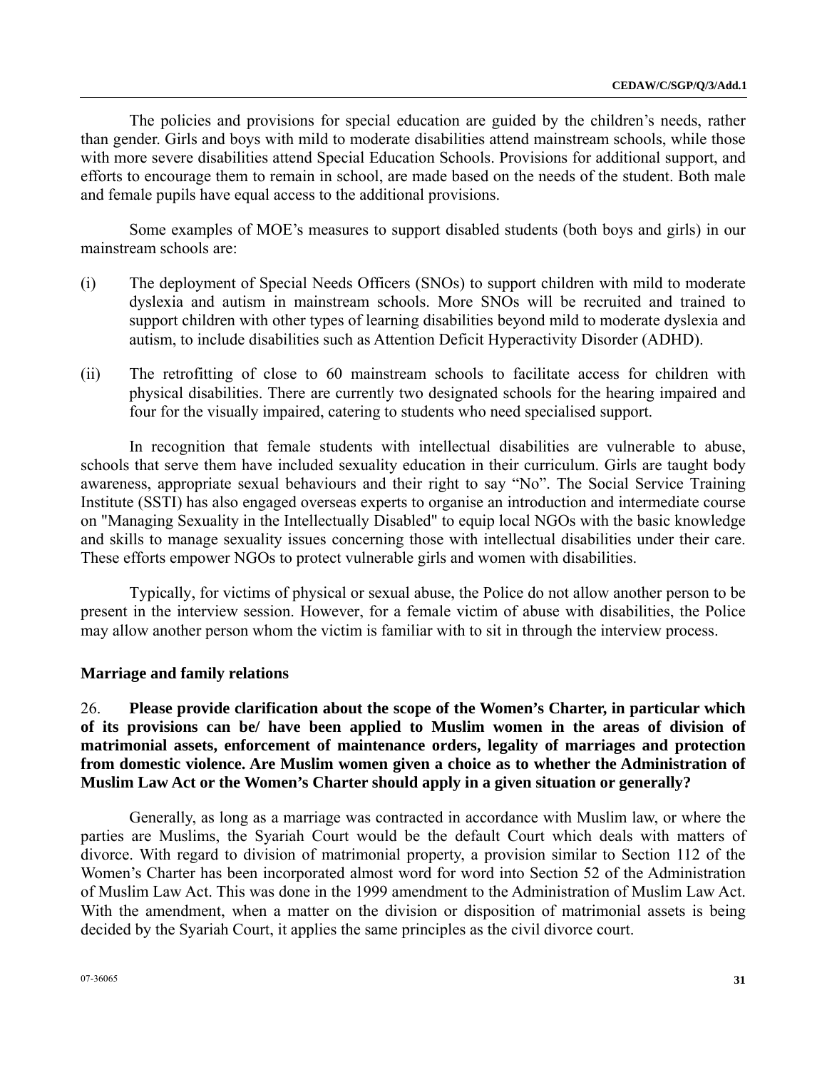The policies and provisions for special education are guided by the children's needs, rather than gender. Girls and boys with mild to moderate disabilities attend mainstream schools, while those with more severe disabilities attend Special Education Schools. Provisions for additional support, and efforts to encourage them to remain in school, are made based on the needs of the student. Both male and female pupils have equal access to the additional provisions.

Some examples of MOE's measures to support disabled students (both boys and girls) in our mainstream schools are:

(i) The deployment of Special Needs Officers (SNOs) to support children with mild to moderate dyslexia and autism in mainstream schools. More SNOs will be recruited and trained to support children with other types of learning disabilities beyond mild to moderate dyslexia and autism, to include disabilities such as Attention Deficit Hyperactivity Disorder (ADHD).

(ii) The retrofitting of close to 60 mainstream schools to facilitate access for children with physical disabilities. There are currently two designated schools for the hearing impaired and four for the visually impaired, catering to students who need specialised support.

In recognition that female students with intellectual disabilities are vulnerable to abuse, schools that serve them have included sexuality education in their curriculum. Girls are taught body awareness, appropriate sexual behaviours and their right to say "No". The Social Service Training Institute (SSTI) has also engaged overseas experts to organise an introduction and intermediate course on "Managing Sexuality in the Intellectually Disabled" to equip local NGOs with the basic knowledge and skills to manage sexuality issues concerning those with intellectual disabilities under their care. These efforts empower NGOs to protect vulnerable girls and women with disabilities.

Typically, for victims of physical or sexual abuse, the Police do not allow another person to be present in the interview session. However, for a female victim of abuse with disabilities, the Police may allow another person whom the victim is familiar with to sit in through the interview process.

## Marriage and family relations

26. **Please provide clarification about the scope of the Women's Charter, in particular which of its provisions can be/ have been applied to Muslim women in the areas of division of matrimonial assets, enforcement of maintenance orders, legality of marriages and protection from domestic violence. Are Muslim women given a choice as to whether the Administration of Muslim Law Act or the Women's Charter should apply in a given situation or generally?**

Generally, as long as a marriage was contracted in accordance with Muslim law, or where the parties are Muslims, the Syariah Court would be the default Court which deals with matters of divorce. With regard to division of matrimonial property, a provision similar to Section 112 of the Women's Charter has been incorporated almost word for word into Section 52 of the Administration of Muslim Law Act. This was done in the 1999 amendment to the Administration of Muslim Law Act. With the amendment, when a matter on the division or disposition of matrimonial assets is being decided by the Syariah Court, it applies the same principles as the civil divorce court.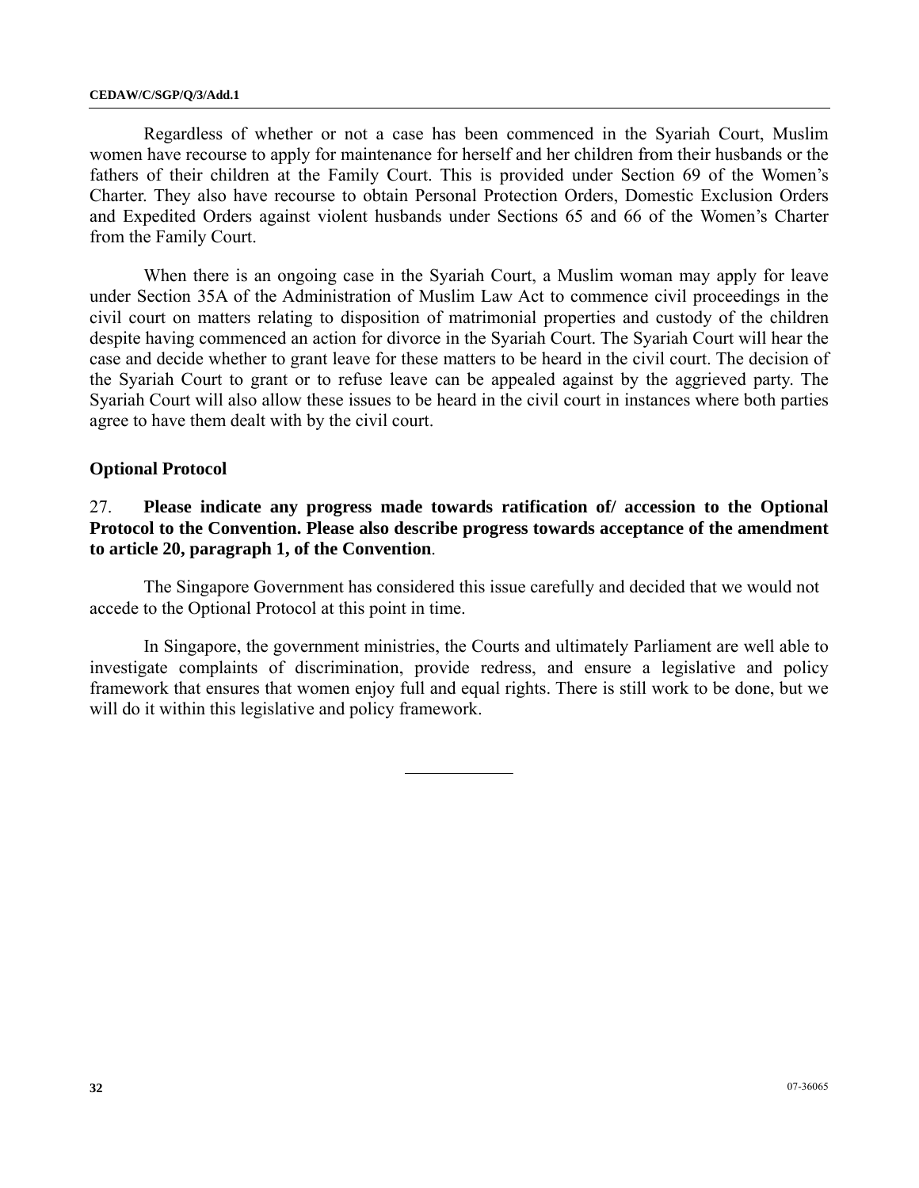Regardless of whether or not a case has been commenced in the Syariah Court, Muslim women have recourse to apply for maintenance for herself and her children from their husbands or the fathers of their children at the Family Court. This is provided under Section 69 of the Women's Charter. They also have recourse to obtain Personal Protection Orders, Domestic Exclusion Orders and Expedited Orders against violent husbands under Sections 65 and 66 of the Women's Charter from the Family Court.

When there is an ongoing case in the Syariah Court, a Muslim woman may apply for leave under Section 35A of the Administration of Muslim Law Act to commence civil proceedings in the civil court on matters relating to disposition of matrimonial properties and custody of the children despite having commenced an action for divorce in the Syariah Court. The Syariah Court will hear the case and decide whether to grant leave for these matters to be heard in the civil court. The decision of the Syariah Court to grant or to refuse leave can be appealed against by the aggrieved party. The Syariah Court will also allow these issues to be heard in the civil court in instances where both parties agree to have them dealt with by the civil court.

### Optional Protocol

27. **Please indicate any progress made towards ratification of/ accession to the Optional Protocol to the Convention. Please also describe progress towards acceptance of the amendment to article 20, paragraph 1, of the Convention**.

The Singapore Government has considered this issue carefully and decided that we would not accede to the Optional Protocol at this point in time.

In Singapore, the government ministries, the Courts and ultimately Parliament are well able to investigate complaints of discrimination, provide redress, and ensure a legislative and policy framework that ensures that women enjoy full and equal rights. There is still work to be done, but we will do it within this legislative and policy framework.